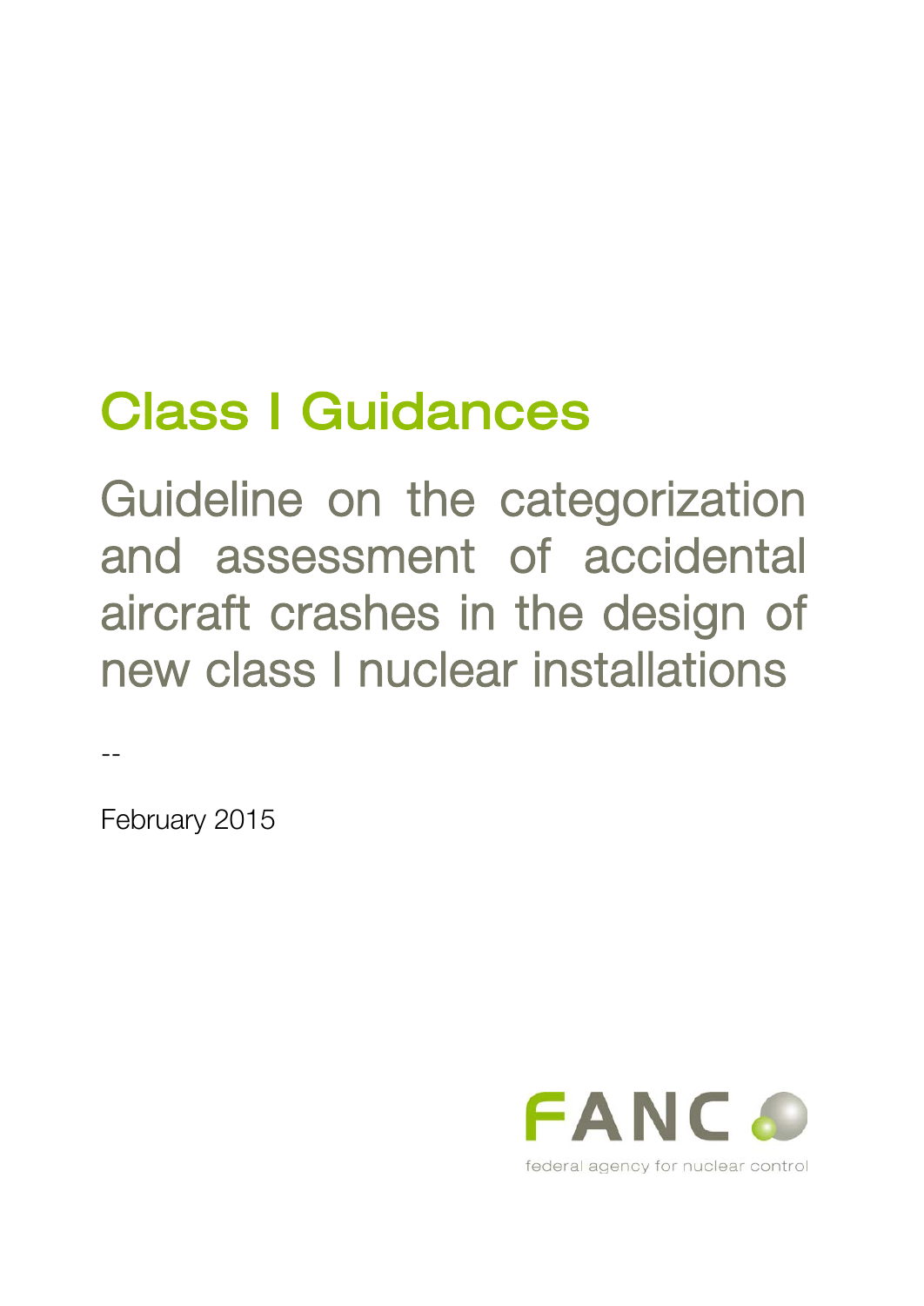# Class I Guidances

## Guideline on the categorization and assessment of accidental aircraft crashes in the design of new class I nuclear installations

--

February 2015

FANC

federal agency for nuclear control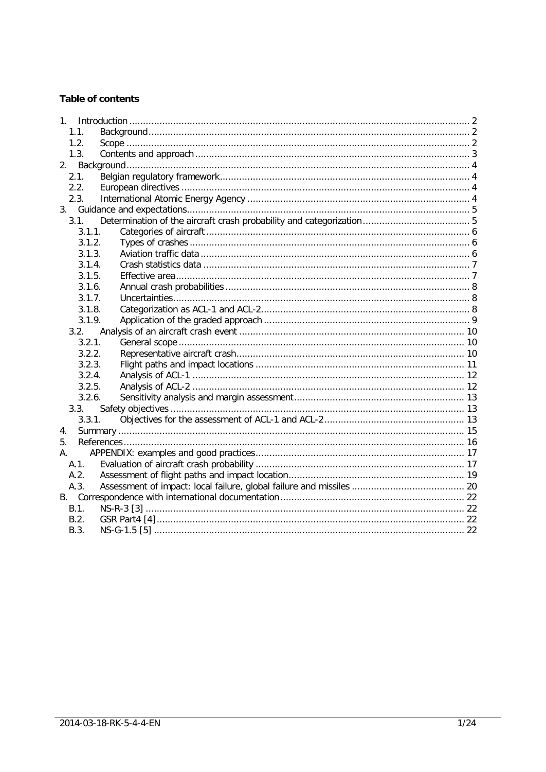**Table of contents**

1. Introduction ........................................................................................................................ 2
   - 1.1. Background ................................................................................................................ 2
   - 1.2. Scope ......................................................................................................................... 2
   - 1.3. Contents and approach ............................................................................................... 3
2. Background ........................................................................................................................ 4
   - 2.1. Belgian regulatory framework ...................................................................................... 4
   - 2.2. European directives .................................................................................................... 4
   - 2.3. International Atomic Energy Agency ............................................................................ 4
3. Guidance and expectations .................................................................................................. 5
   - 3.1. Determination of the aircraft crash probability and categorization ................................... 5
     - 3.1.1. Categories of aircraft ............................................................................................ 6
     - 3.1.2. Types of crashes ................................................................................................... 6
     - 3.1.3. Aviation traffic data .............................................................................................. 6
     - 3.1.4. Crash statistics data ............................................................................................. 7
     - 3.1.5. Effective area ........................................................................................................ 7
     - 3.1.6. Annual crash probabilities ..................................................................................... 8
     - 3.1.7. Uncertainties ......................................................................................................... 8
     - 3.1.8. Categorization as ACL-1 and ACL-2 ........................................................................ 8
     - 3.1.9. Application of the graded approach ........................................................................ 9
   - 3.2. Analysis of an aircraft crash event .............................................................................. 10
     - 3.2.1. General scope ...................................................................................................... 10
     - 3.2.2. Representative aircraft crash ................................................................................. 10
     - 3.2.3. Flight paths and impact locations .......................................................................... 11
     - 3.2.4. Analysis of ACL-1 ................................................................................................. 12
     - 3.2.5. Analysis of ACL-2 ................................................................................................. 12
     - 3.2.6. Sensitivity analysis and margin assessment ............................................................ 13
   - 3.3. Safety objectives ........................................................................................................ 13
     - 3.3.1. Objectives for the assessment of ACL-1 and ACL-2 ................................................ 13
4. Summary ............................................................................................................................ 15
5. References .......................................................................................................................... 16

A. APPENDIX: examples and good practices ............................................................................ 17
   - A.1. Evaluation of aircraft crash probability ........................................................................ 17
   - A.2. Assessment of flight paths and impact location ............................................................ 19
   - A.3. Assessment of impact: local failure, global failure and missiles ...................................... 20

B. Correspondence with international documentation ............................................................... 22
   - B.1. NS-R-3 [3] ................................................................................................................. 22
   - B.2. GSR Part4 [4] ............................................................................................................. 22
   - B.3. NS-G-1.5 [5] .............................................................................................................. 22

2014-03-18-RK-5-4-4-EN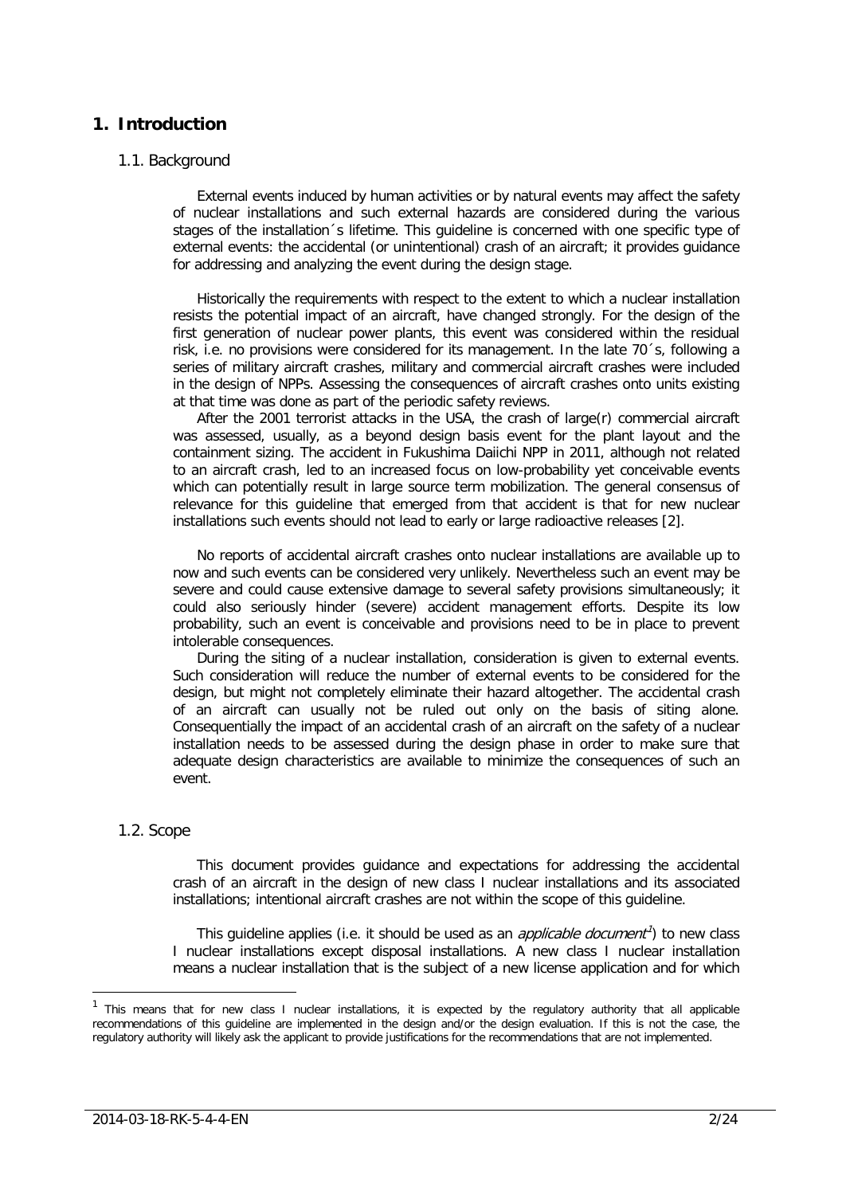# 1. Introduction

## 1.1. Background

External events induced by human activities or by natural events may affect the safety of nuclear installations and such external hazards are considered during the various stages of the installation´s lifetime. This guideline is concerned with one specific type of external events: the accidental (or unintentional) crash of an aircraft; it provides guidance for addressing and analyzing the event during the design stage.

Historically the requirements with respect to the extent to which a nuclear installation resists the potential impact of an aircraft, have changed strongly. For the design of the first generation of nuclear power plants, this event was considered within the residual risk, i.e. no provisions were considered for its management. In the late 70´s, following a series of military aircraft crashes, military and commercial aircraft crashes were included in the design of NPPs. Assessing the consequences of aircraft crashes onto units existing at that time was done as part of the periodic safety reviews.

After the 2001 terrorist attacks in the USA, the crash of large(r) commercial aircraft was assessed, usually, as a beyond design basis event for the plant layout and the containment sizing. The accident in Fukushima Daiichi NPP in 2011, although not related to an aircraft crash, led to an increased focus on low-probability yet conceivable events which can potentially result in large source term mobilization. The general consensus of relevance for this guideline that emerged from that accident is that for new nuclear installations such events should not lead to early or large radioactive releases [2].

No reports of accidental aircraft crashes onto nuclear installations are available up to now and such events can be considered very unlikely. Nevertheless such an event may be severe and could cause extensive damage to several safety provisions simultaneously; it could also seriously hinder (severe) accident management efforts. Despite its low probability, such an event is conceivable and provisions need to be in place to prevent intolerable consequences.

During the siting of a nuclear installation, consideration is given to external events. Such consideration will reduce the number of external events to be considered for the design, but might not completely eliminate their hazard altogether. The accidental crash of an aircraft can usually not be ruled out only on the basis of siting alone. Consequentially the impact of an accidental crash of an aircraft on the safety of a nuclear installation needs to be assessed during the design phase in order to make sure that adequate design characteristics are available to minimize the consequences of such an event.

## 1.2. Scope

This document provides guidance and expectations for addressing the accidental crash of an aircraft in the design of new class I nuclear installations and its associated installations; intentional aircraft crashes are not within the scope of this guideline.

This guideline applies (i.e. it should be used as an *applicable document*[1]) to new class I nuclear installations except disposal installations. A new class I nuclear installation means a nuclear installation that is the subject of a new license application and for which

[1] This means that for new class I nuclear installations, it is expected by the regulatory authority that all applicable recommendations of this guideline are implemented in the design and/or the design evaluation. If this is not the case, the regulatory authority will likely ask the applicant to provide justifications for the recommendations that are not implemented.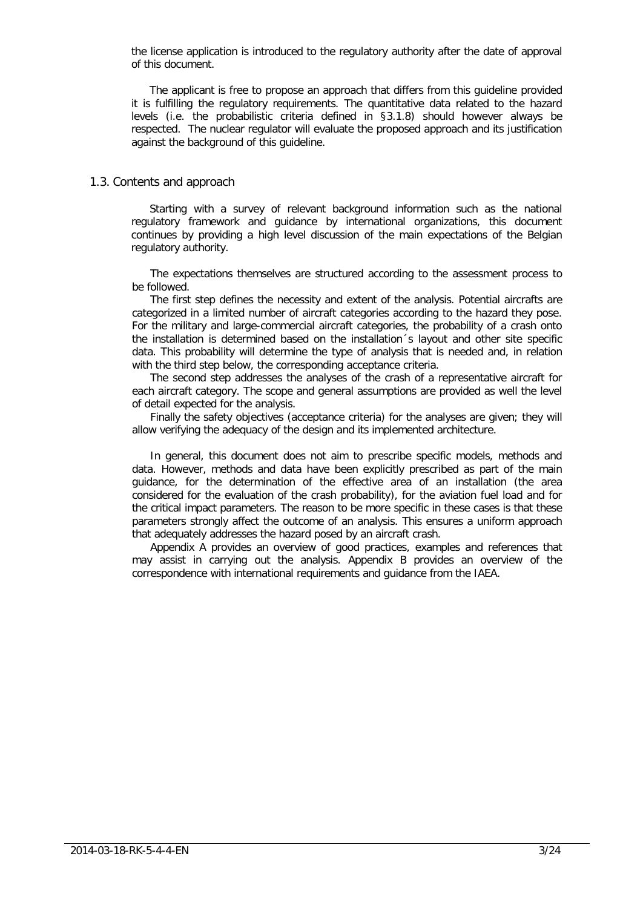the license application is introduced to the regulatory authority after the date of approval of this document.

The applicant is free to propose an approach that differs from this guideline provided it is fulfilling the regulatory requirements. The quantitative data related to the hazard levels (i.e. the probabilistic criteria defined in §3.1.8) should however always be respected. The nuclear regulator will evaluate the proposed approach and its justification against the background of this guideline.

## 1.3. Contents and approach

Starting with a survey of relevant background information such as the national regulatory framework and guidance by international organizations, this document continues by providing a high level discussion of the main expectations of the Belgian regulatory authority.

The expectations themselves are structured according to the assessment process to be followed.

The first step defines the necessity and extent of the analysis. Potential aircrafts are categorized in a limited number of aircraft categories according to the hazard they pose. For the military and large-commercial aircraft categories, the probability of a crash onto the installation is determined based on the installation´s layout and other site specific data. This probability will determine the type of analysis that is needed and, in relation with the third step below, the corresponding acceptance criteria.

The second step addresses the analyses of the crash of a representative aircraft for each aircraft category. The scope and general assumptions are provided as well the level of detail expected for the analysis.

Finally the safety objectives (acceptance criteria) for the analyses are given; they will allow verifying the adequacy of the design and its implemented architecture.

In general, this document does not aim to prescribe specific models, methods and data. However, methods and data have been explicitly prescribed as part of the main guidance, for the determination of the effective area of an installation (the area considered for the evaluation of the crash probability), for the aviation fuel load and for the critical impact parameters. The reason to be more specific in these cases is that these parameters strongly affect the outcome of an analysis. This ensures a uniform approach that adequately addresses the hazard posed by an aircraft crash.

Appendix A provides an overview of good practices, examples and references that may assist in carrying out the analysis. Appendix B provides an overview of the correspondence with international requirements and guidance from the IAEA.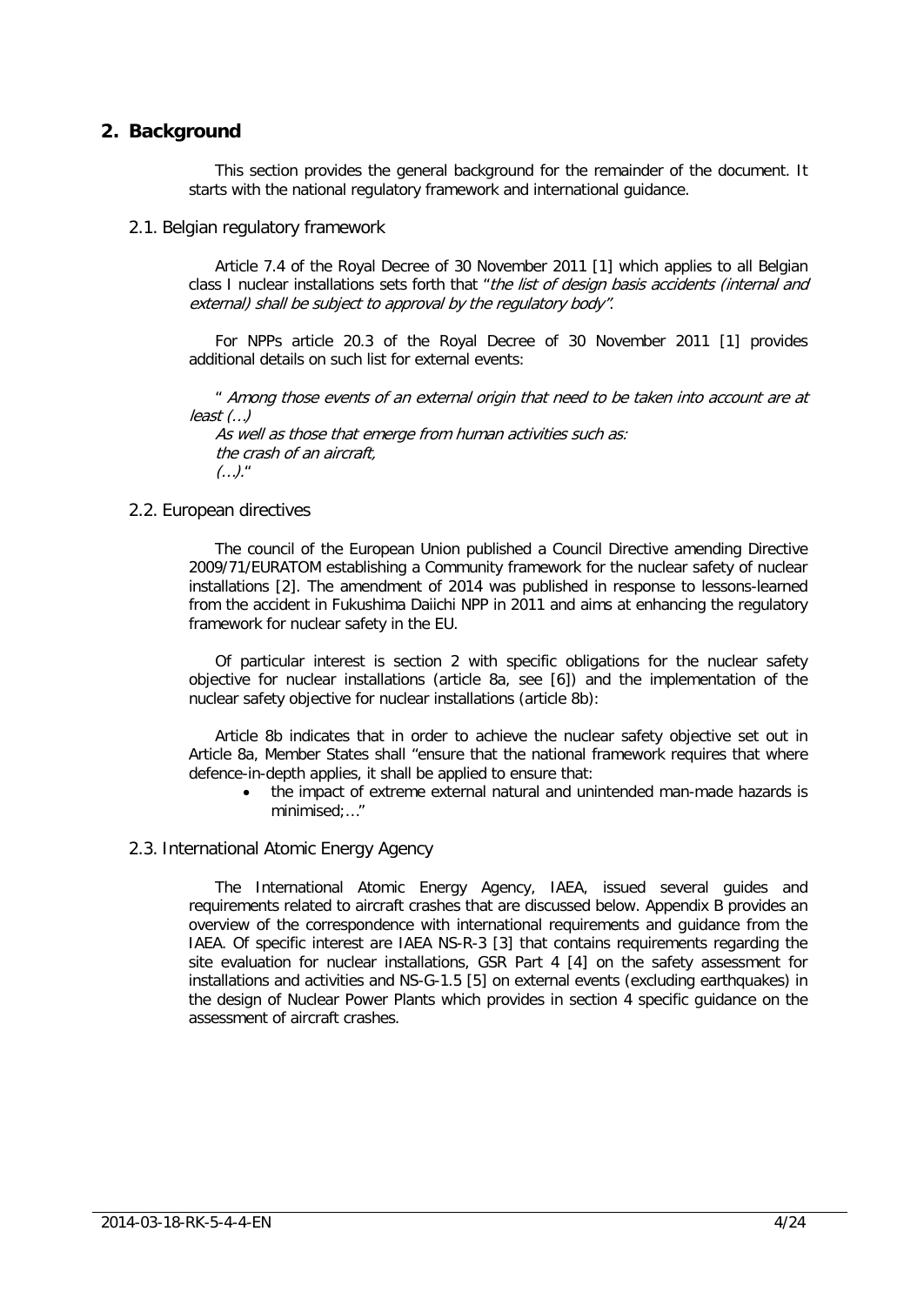## 2. Background

This section provides the general background for the remainder of the document. It starts with the national regulatory framework and international guidance.

### 2.1. Belgian regulatory framework

Article 7.4 of the Royal Decree of 30 November 2011 [1] which applies to all Belgian class I nuclear installations sets forth that "*the list of design basis accidents (internal and external) shall be subject to approval by the regulatory body*".

For NPPs article 20.3 of the Royal Decree of 30 November 2011 [1] provides additional details on such list for external events:

" *Among those events of an external origin that need to be taken into account are at least (…)*
*As well as those that emerge from human activities such as:*
*the crash of an aircraft,*
*(…).*"

### 2.2. European directives

The council of the European Union published a Council Directive amending Directive 2009/71/EURATOM establishing a Community framework for the nuclear safety of nuclear installations [2]. The amendment of 2014 was published in response to lessons-learned from the accident in Fukushima Daiichi NPP in 2011 and aims at enhancing the regulatory framework for nuclear safety in the EU.

Of particular interest is section 2 with specific obligations for the nuclear safety objective for nuclear installations (article 8a, see [6]) and the implementation of the nuclear safety objective for nuclear installations (article 8b):

Article 8b indicates that in order to achieve the nuclear safety objective set out in Article 8a, Member States shall "ensure that the national framework requires that where defence-in-depth applies, it shall be applied to ensure that:

- the impact of extreme external natural and unintended man-made hazards is minimised;…"

### 2.3. International Atomic Energy Agency

The International Atomic Energy Agency, IAEA, issued several guides and requirements related to aircraft crashes that are discussed below. Appendix B provides an overview of the correspondence with international requirements and guidance from the IAEA. Of specific interest are IAEA NS-R-3 [3] that contains requirements regarding the site evaluation for nuclear installations, GSR Part 4 [4] on the safety assessment for installations and activities and NS-G-1.5 [5] on external events (excluding earthquakes) in the design of Nuclear Power Plants which provides in section 4 specific guidance on the assessment of aircraft crashes.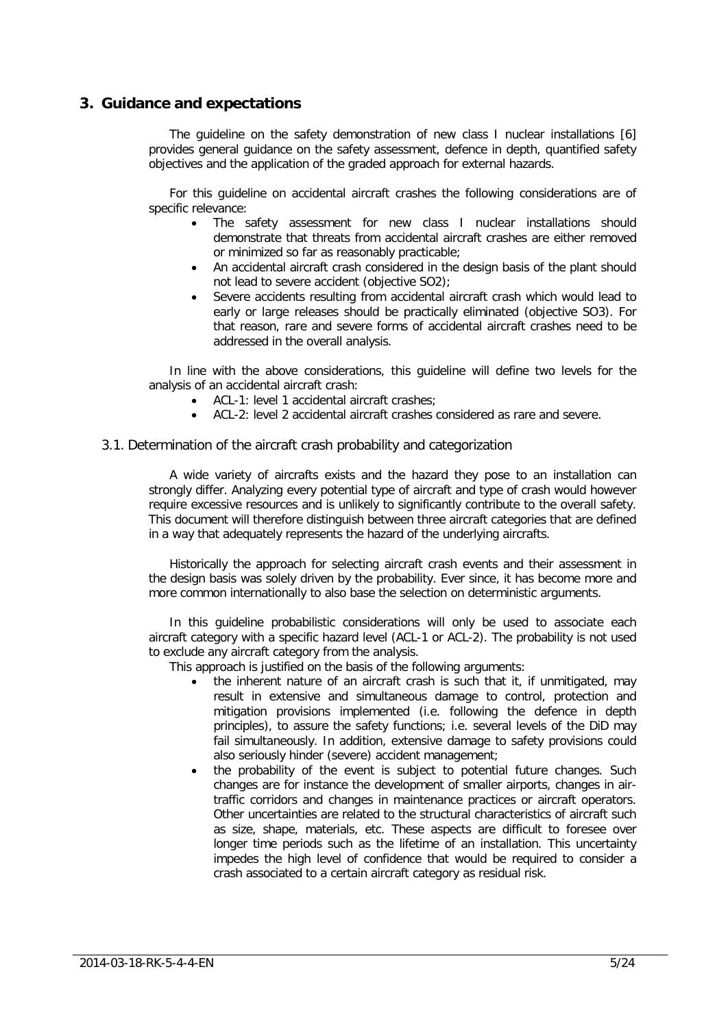## 3. Guidance and expectations

The guideline on the safety demonstration of new class I nuclear installations [6] provides general guidance on the safety assessment, defence in depth, quantified safety objectives and the application of the graded approach for external hazards.

For this guideline on accidental aircraft crashes the following considerations are of specific relevance:

- The safety assessment for new class I nuclear installations should demonstrate that threats from accidental aircraft crashes are either removed or minimized so far as reasonably practicable;
- An accidental aircraft crash considered in the design basis of the plant should not lead to severe accident (objective SO2);
- Severe accidents resulting from accidental aircraft crash which would lead to early or large releases should be practically eliminated (objective SO3). For that reason, rare and severe forms of accidental aircraft crashes need to be addressed in the overall analysis.

In line with the above considerations, this guideline will define two levels for the analysis of an accidental aircraft crash:

- ACL-1: level 1 accidental aircraft crashes;
- ACL-2: level 2 accidental aircraft crashes considered as rare and severe.

### 3.1. Determination of the aircraft crash probability and categorization

A wide variety of aircrafts exists and the hazard they pose to an installation can strongly differ. Analyzing every potential type of aircraft and type of crash would however require excessive resources and is unlikely to significantly contribute to the overall safety. This document will therefore distinguish between three aircraft categories that are defined in a way that adequately represents the hazard of the underlying aircrafts.

Historically the approach for selecting aircraft crash events and their assessment in the design basis was solely driven by the probability. Ever since, it has become more and more common internationally to also base the selection on deterministic arguments.

In this guideline probabilistic considerations will only be used to associate each aircraft category with a specific hazard level (ACL-1 or ACL-2). The probability is not used to exclude any aircraft category from the analysis.

This approach is justified on the basis of the following arguments:

- the inherent nature of an aircraft crash is such that it, if unmitigated, may result in extensive and simultaneous damage to control, protection and mitigation provisions implemented (i.e. following the defence in depth principles), to assure the safety functions; i.e. several levels of the DiD may fail simultaneously. In addition, extensive damage to safety provisions could also seriously hinder (severe) accident management;
- the probability of the event is subject to potential future changes. Such changes are for instance the development of smaller airports, changes in air-traffic corridors and changes in maintenance practices or aircraft operators. Other uncertainties are related to the structural characteristics of aircraft such as size, shape, materials, etc. These aspects are difficult to foresee over longer time periods such as the lifetime of an installation. This uncertainty impedes the high level of confidence that would be required to consider a crash associated to a certain aircraft category as residual risk.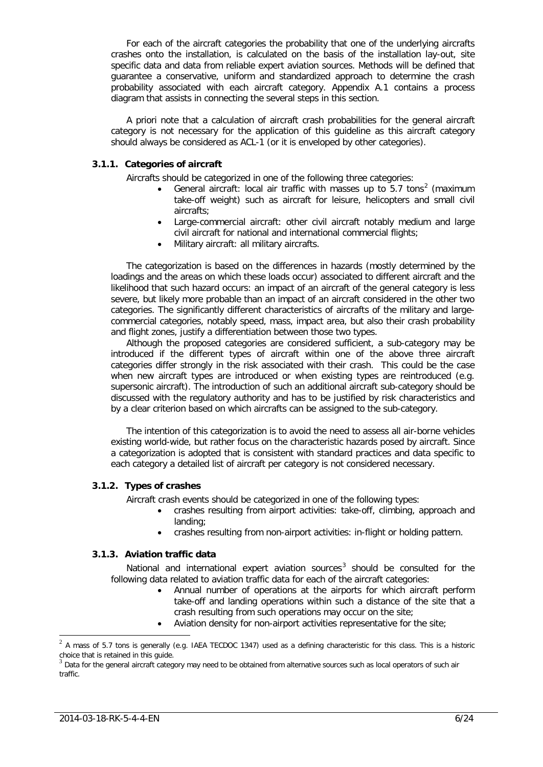For each of the aircraft categories the probability that one of the underlying aircrafts crashes onto the installation, is calculated on the basis of the installation lay-out, site specific data and data from reliable expert aviation sources. Methods will be defined that guarantee a conservative, uniform and standardized approach to determine the crash probability associated with each aircraft category. Appendix A.1 contains a process diagram that assists in connecting the several steps in this section.

A priori note that a calculation of aircraft crash probabilities for the general aircraft category is not necessary for the application of this guideline as this aircraft category should always be considered as ACL-1 (or it is enveloped by other categories).

### 3.1.1. Categories of aircraft

Aircrafts should be categorized in one of the following three categories:

- General aircraft: local air traffic with masses up to 5.7 tons[2] (maximum take-off weight) such as aircraft for leisure, helicopters and small civil aircrafts;
- Large-commercial aircraft: other civil aircraft notably medium and large civil aircraft for national and international commercial flights;
- Military aircraft: all military aircrafts.

The categorization is based on the differences in hazards (mostly determined by the loadings and the areas on which these loads occur) associated to different aircraft and the likelihood that such hazard occurs: an impact of an aircraft of the general category is less severe, but likely more probable than an impact of an aircraft considered in the other two categories. The significantly different characteristics of aircrafts of the military and large-commercial categories, notably speed, mass, impact area, but also their crash probability and flight zones, justify a differentiation between those two types.

Although the proposed categories are considered sufficient, a sub-category may be introduced if the different types of aircraft within one of the above three aircraft categories differ strongly in the risk associated with their crash. This could be the case when new aircraft types are introduced or when existing types are reintroduced (e.g. supersonic aircraft). The introduction of such an additional aircraft sub-category should be discussed with the regulatory authority and has to be justified by risk characteristics and by a clear criterion based on which aircrafts can be assigned to the sub-category.

The intention of this categorization is to avoid the need to assess all air-borne vehicles existing world-wide, but rather focus on the characteristic hazards posed by aircraft. Since a categorization is adopted that is consistent with standard practices and data specific to each category a detailed list of aircraft per category is not considered necessary.

### 3.1.2. Types of crashes

Aircraft crash events should be categorized in one of the following types:

- crashes resulting from airport activities: take-off, climbing, approach and landing;
- crashes resulting from non-airport activities: in-flight or holding pattern.

### 3.1.3. Aviation traffic data

National and international expert aviation sources[3] should be consulted for the following data related to aviation traffic data for each of the aircraft categories:

- Annual number of operations at the airports for which aircraft perform take-off and landing operations within such a distance of the site that a crash resulting from such operations may occur on the site;
- Aviation density for non-airport activities representative for the site;

[2] A mass of 5.7 tons is generally (e.g. IAEA TECDOC 1347) used as a defining characteristic for this class. This is a historic choice that is retained in this guide.

[3] Data for the general aircraft category may need to be obtained from alternative sources such as local operators of such air traffic.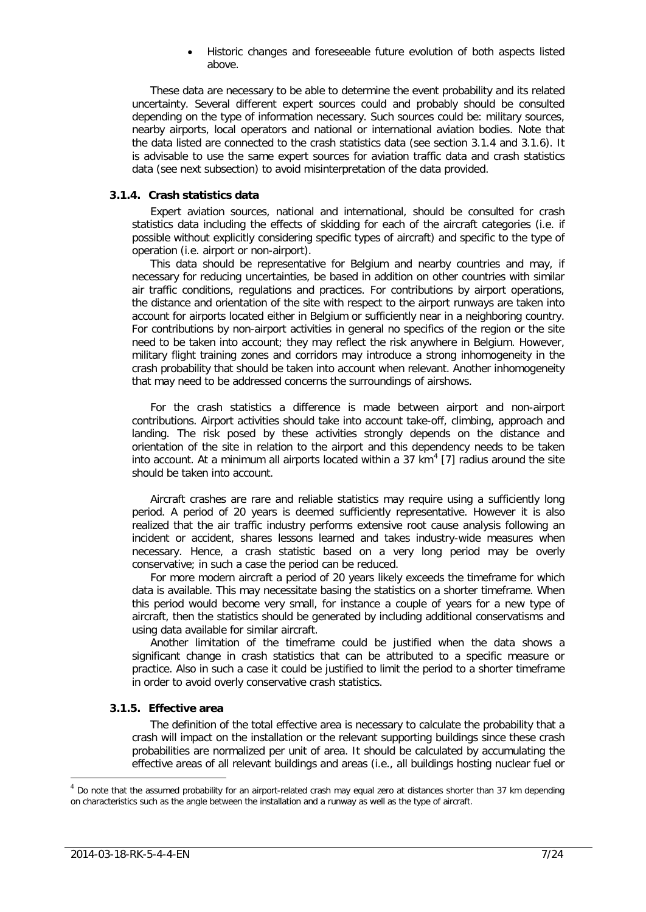- Historic changes and foreseeable future evolution of both aspects listed above.

These data are necessary to be able to determine the event probability and its related uncertainty. Several different expert sources could and probably should be consulted depending on the type of information necessary. Such sources could be: military sources, nearby airports, local operators and national or international aviation bodies. Note that the data listed are connected to the crash statistics data (see section 3.1.4 and 3.1.6). It is advisable to use the same expert sources for aviation traffic data and crash statistics data (see next subsection) to avoid misinterpretation of the data provided.

### 3.1.4. Crash statistics data

Expert aviation sources, national and international, should be consulted for crash statistics data including the effects of skidding for each of the aircraft categories (i.e. if possible without explicitly considering specific types of aircraft) and specific to the type of operation (i.e. airport or non-airport).

This data should be representative for Belgium and nearby countries and may, if necessary for reducing uncertainties, be based in addition on other countries with similar air traffic conditions, regulations and practices. For contributions by airport operations, the distance and orientation of the site with respect to the airport runways are taken into account for airports located either in Belgium or sufficiently near in a neighboring country. For contributions by non-airport activities in general no specifics of the region or the site need to be taken into account; they may reflect the risk anywhere in Belgium. However, military flight training zones and corridors may introduce a strong inhomogeneity in the crash probability that should be taken into account when relevant. Another inhomogeneity that may need to be addressed concerns the surroundings of airshows.

For the crash statistics a difference is made between airport and non-airport contributions. Airport activities should take into account take-off, climbing, approach and landing. The risk posed by these activities strongly depends on the distance and orientation of the site in relation to the airport and this dependency needs to be taken into account. At a minimum all airports located within a 37 km[4] [7] radius around the site should be taken into account.

Aircraft crashes are rare and reliable statistics may require using a sufficiently long period. A period of 20 years is deemed sufficiently representative. However it is also realized that the air traffic industry performs extensive root cause analysis following an incident or accident, shares lessons learned and takes industry-wide measures when necessary. Hence, a crash statistic based on a very long period may be overly conservative; in such a case the period can be reduced.

For more modern aircraft a period of 20 years likely exceeds the timeframe for which data is available. This may necessitate basing the statistics on a shorter timeframe. When this period would become very small, for instance a couple of years for a new type of aircraft, then the statistics should be generated by including additional conservatisms and using data available for similar aircraft.

Another limitation of the timeframe could be justified when the data shows a significant change in crash statistics that can be attributed to a specific measure or practice. Also in such a case it could be justified to limit the period to a shorter timeframe in order to avoid overly conservative crash statistics.

### 3.1.5. Effective area

The definition of the total effective area is necessary to calculate the probability that a crash will impact on the installation or the relevant supporting buildings since these crash probabilities are normalized per unit of area. It should be calculated by accumulating the effective areas of all relevant buildings and areas (i.e., all buildings hosting nuclear fuel or

---

[4] Do note that the assumed probability for an airport-related crash may equal zero at distances shorter than 37 km depending on characteristics such as the angle between the installation and a runway as well as the type of aircraft.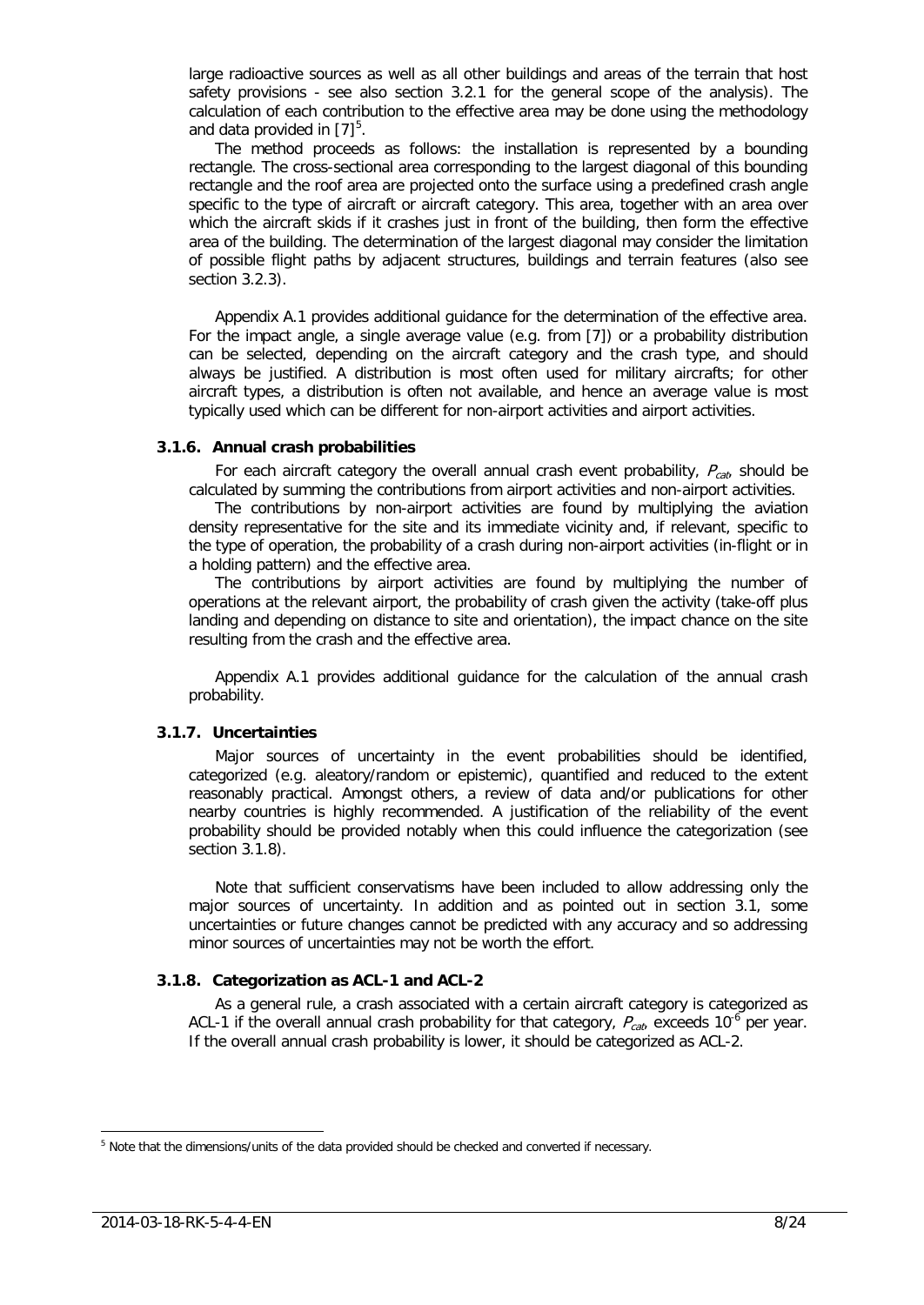large radioactive sources as well as all other buildings and areas of the terrain that host safety provisions - see also section 3.2.1 for the general scope of the analysis). The calculation of each contribution to the effective area may be done using the methodology and data provided in [7][5].

The method proceeds as follows: the installation is represented by a bounding rectangle. The cross-sectional area corresponding to the largest diagonal of this bounding rectangle and the roof area are projected onto the surface using a predefined crash angle specific to the type of aircraft or aircraft category. This area, together with an area over which the aircraft skids if it crashes just in front of the building, then form the effective area of the building. The determination of the largest diagonal may consider the limitation of possible flight paths by adjacent structures, buildings and terrain features (also see section 3.2.3).

Appendix A.1 provides additional guidance for the determination of the effective area. For the impact angle, a single average value (e.g. from [7]) or a probability distribution can be selected, depending on the aircraft category and the crash type, and should always be justified. A distribution is most often used for military aircrafts; for other aircraft types, a distribution is often not available, and hence an average value is most typically used which can be different for non-airport activities and airport activities.

### 3.1.6. Annual crash probabilities

For each aircraft category the overall annual crash event probability, $P_{cat}$, should be calculated by summing the contributions from airport activities and non-airport activities.

The contributions by non-airport activities are found by multiplying the aviation density representative for the site and its immediate vicinity and, if relevant, specific to the type of operation, the probability of a crash during non-airport activities (in-flight or in a holding pattern) and the effective area.

The contributions by airport activities are found by multiplying the number of operations at the relevant airport, the probability of crash given the activity (take-off plus landing and depending on distance to site and orientation), the impact chance on the site resulting from the crash and the effective area.

Appendix A.1 provides additional guidance for the calculation of the annual crash probability.

### 3.1.7. Uncertainties

Major sources of uncertainty in the event probabilities should be identified, categorized (e.g. aleatory/random or epistemic), quantified and reduced to the extent reasonably practical. Amongst others, a review of data and/or publications for other nearby countries is highly recommended. A justification of the reliability of the event probability should be provided notably when this could influence the categorization (see section 3.1.8).

Note that sufficient conservatisms have been included to allow addressing only the major sources of uncertainty. In addition and as pointed out in section 3.1, some uncertainties or future changes cannot be predicted with any accuracy and so addressing minor sources of uncertainties may not be worth the effort.

### 3.1.8. Categorization as ACL-1 and ACL-2

As a general rule, a crash associated with a certain aircraft category is categorized as ACL-1 if the overall annual crash probability for that category, $P_{cat}$, exceeds $10^{-6}$ per year. If the overall annual crash probability is lower, it should be categorized as ACL-2.

[5] Note that the dimensions/units of the data provided should be checked and converted if necessary.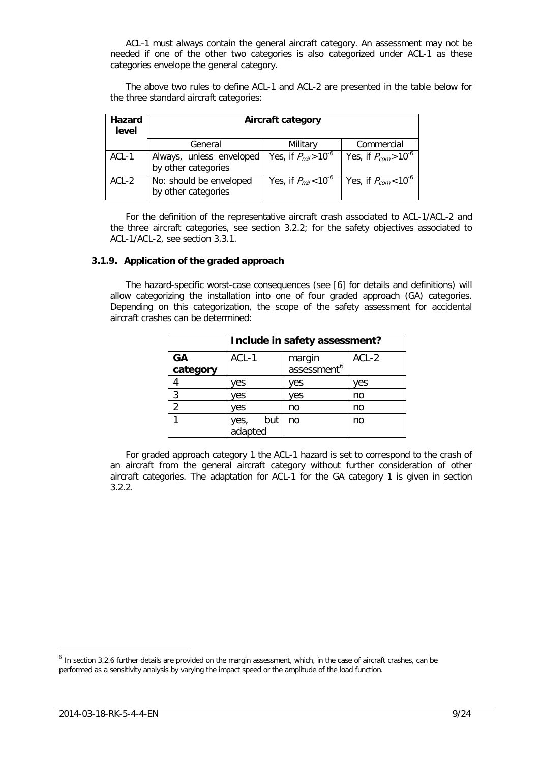ACL-1 must always contain the general aircraft category. An assessment may not be needed if one of the other two categories is also categorized under ACL-1 as these categories envelope the general category.

The above two rules to define ACL-1 and ACL-2 are presented in the table below for the three standard aircraft categories:

| **Hazard level** | **Aircraft category** | | |
|---|---|---|---|
| | General | Military | Commercial |
| ACL-1 | Always, unless enveloped by other categories | Yes, if $P_{mil} > 10^{-6}$ | Yes, if $P_{com} > 10^{-6}$ |
| ACL-2 | No: should be enveloped by other categories | Yes, if $P_{mil} < 10^{-6}$ | Yes, if $P_{com} < 10^{-6}$ |

For the definition of the representative aircraft crash associated to ACL-1/ACL-2 and the three aircraft categories, see section 3.2.2; for the safety objectives associated to ACL-1/ACL-2, see section 3.3.1.

### 3.1.9. Application of the graded approach

The hazard-specific worst-case consequences (see [6] for details and definitions) will allow categorizing the installation into one of four graded approach (GA) categories. Depending on this categorization, the scope of the safety assessment for accidental aircraft crashes can be determined:

| | **Include in safety assessment?** | | |
|---|---|---|---|
| **GA category** | ACL-1 | margin assessment[6] | ACL-2 |
| 4 | yes | yes | yes |
| 3 | yes | yes | no |
| 2 | yes | no | no |
| 1 | yes, but adapted | no | no |

For graded approach category 1 the ACL-1 hazard is set to correspond to the crash of an aircraft from the general aircraft category without further consideration of other aircraft categories. The adaptation for ACL-1 for the GA category 1 is given in section 3.2.2.

[6] In section 3.2.6 further details are provided on the margin assessment, which, in the case of aircraft crashes, can be performed as a sensitivity analysis by varying the impact speed or the amplitude of the load function.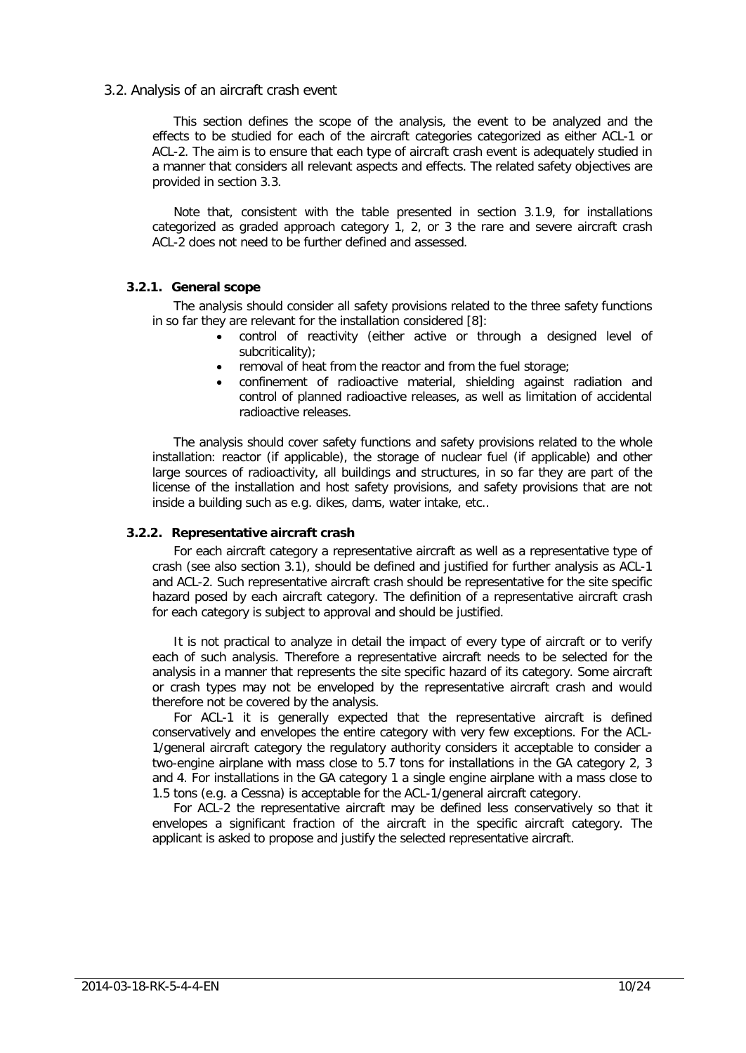## 3.2. Analysis of an aircraft crash event

This section defines the scope of the analysis, the event to be analyzed and the effects to be studied for each of the aircraft categories categorized as either ACL-1 or ACL-2. The aim is to ensure that each type of aircraft crash event is adequately studied in a manner that considers all relevant aspects and effects. The related safety objectives are provided in section 3.3.

Note that, consistent with the table presented in section 3.1.9, for installations categorized as graded approach category 1, 2, or 3 the rare and severe aircraft crash ACL-2 does not need to be further defined and assessed.

### 3.2.1. General scope

The analysis should consider all safety provisions related to the three safety functions in so far they are relevant for the installation considered [8]:

- control of reactivity (either active or through a designed level of subcriticality);
- removal of heat from the reactor and from the fuel storage;
- confinement of radioactive material, shielding against radiation and control of planned radioactive releases, as well as limitation of accidental radioactive releases.

The analysis should cover safety functions and safety provisions related to the whole installation: reactor (if applicable), the storage of nuclear fuel (if applicable) and other large sources of radioactivity, all buildings and structures, in so far they are part of the license of the installation and host safety provisions, and safety provisions that are not inside a building such as e.g. dikes, dams, water intake, etc..

### 3.2.2. Representative aircraft crash

For each aircraft category a representative aircraft as well as a representative type of crash (see also section 3.1), should be defined and justified for further analysis as ACL-1 and ACL-2. Such representative aircraft crash should be representative for the site specific hazard posed by each aircraft category. The definition of a representative aircraft crash for each category is subject to approval and should be justified.

It is not practical to analyze in detail the impact of every type of aircraft or to verify each of such analysis. Therefore a representative aircraft needs to be selected for the analysis in a manner that represents the site specific hazard of its category. Some aircraft or crash types may not be enveloped by the representative aircraft crash and would therefore not be covered by the analysis.

For ACL-1 it is generally expected that the representative aircraft is defined conservatively and envelopes the entire category with very few exceptions. For the ACL-1/general aircraft category the regulatory authority considers it acceptable to consider a two-engine airplane with mass close to 5.7 tons for installations in the GA category 2, 3 and 4. For installations in the GA category 1 a single engine airplane with a mass close to 1.5 tons (e.g. a Cessna) is acceptable for the ACL-1/general aircraft category.

For ACL-2 the representative aircraft may be defined less conservatively so that it envelopes a significant fraction of the aircraft in the specific aircraft category. The applicant is asked to propose and justify the selected representative aircraft.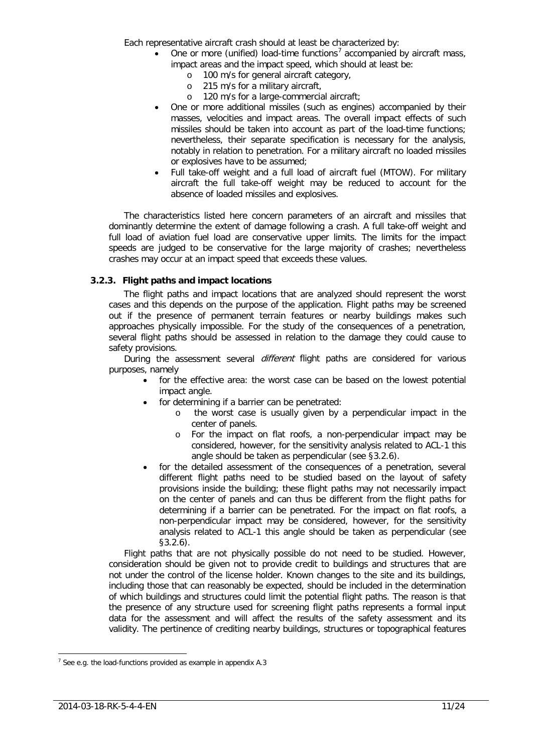Each representative aircraft crash should at least be characterized by:

- One or more (unified) load-time functions[7] accompanied by aircraft mass, impact areas and the impact speed, which should at least be:
  - 100 m/s for general aircraft category,
  - 215 m/s for a military aircraft,
  - 120 m/s for a large-commercial aircraft;
- One or more additional missiles (such as engines) accompanied by their masses, velocities and impact areas. The overall impact effects of such missiles should be taken into account as part of the load-time functions; nevertheless, their separate specification is necessary for the analysis, notably in relation to penetration. For a military aircraft no loaded missiles or explosives have to be assumed;
- Full take-off weight and a full load of aircraft fuel (MTOW). For military aircraft the full take-off weight may be reduced to account for the absence of loaded missiles and explosives.

The characteristics listed here concern parameters of an aircraft and missiles that dominantly determine the extent of damage following a crash. A full take-off weight and full load of aviation fuel load are conservative upper limits. The limits for the impact speeds are judged to be conservative for the large majority of crashes; nevertheless crashes may occur at an impact speed that exceeds these values.

### 3.2.3. Flight paths and impact locations

The flight paths and impact locations that are analyzed should represent the worst cases and this depends on the purpose of the application. Flight paths may be screened out if the presence of permanent terrain features or nearby buildings makes such approaches physically impossible. For the study of the consequences of a penetration, several flight paths should be assessed in relation to the damage they could cause to safety provisions.

During the assessment several *different* flight paths are considered for various purposes, namely

- for the effective area: the worst case can be based on the lowest potential impact angle.
- for determining if a barrier can be penetrated:
  - the worst case is usually given by a perpendicular impact in the center of panels.
  - For the impact on flat roofs, a non-perpendicular impact may be considered, however, for the sensitivity analysis related to ACL-1 this angle should be taken as perpendicular (see §3.2.6).
- for the detailed assessment of the consequences of a penetration, several different flight paths need to be studied based on the layout of safety provisions inside the building; these flight paths may not necessarily impact on the center of panels and can thus be different from the flight paths for determining if a barrier can be penetrated. For the impact on flat roofs, a non-perpendicular impact may be considered, however, for the sensitivity analysis related to ACL-1 this angle should be taken as perpendicular (see §3.2.6).

Flight paths that are not physically possible do not need to be studied. However, consideration should be given not to provide credit to buildings and structures that are not under the control of the license holder. Known changes to the site and its buildings, including those that can reasonably be expected, should be included in the determination of which buildings and structures could limit the potential flight paths. The reason is that the presence of any structure used for screening flight paths represents a formal input data for the assessment and will affect the results of the safety assessment and its validity. The pertinence of crediting nearby buildings, structures or topographical features

---

[7] See e.g. the load-functions provided as example in appendix A.3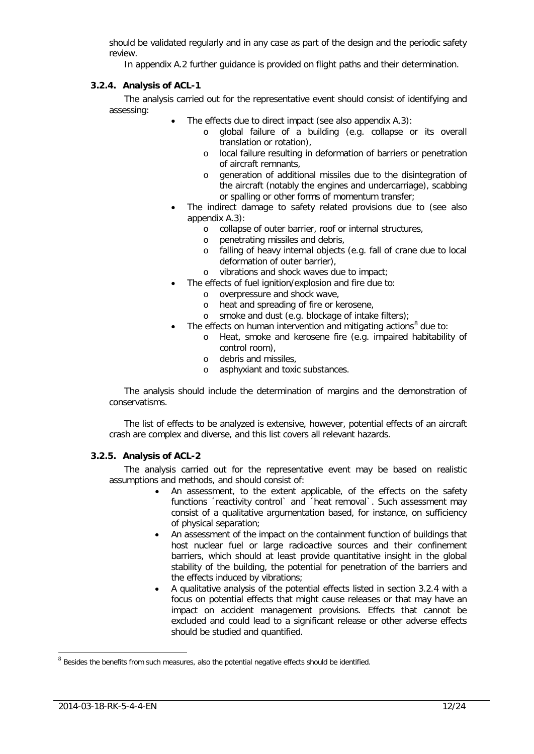should be validated regularly and in any case as part of the design and the periodic safety review.

In appendix A.2 further guidance is provided on flight paths and their determination.

### 3.2.4. Analysis of ACL-1

The analysis carried out for the representative event should consist of identifying and assessing:

- The effects due to direct impact (see also appendix A.3):
  - global failure of a building (e.g. collapse or its overall translation or rotation),
  - local failure resulting in deformation of barriers or penetration of aircraft remnants,
  - generation of additional missiles due to the disintegration of the aircraft (notably the engines and undercarriage), scabbing or spalling or other forms of momentum transfer;
- The indirect damage to safety related provisions due to (see also appendix A.3):
  - collapse of outer barrier, roof or internal structures,
  - penetrating missiles and debris,
  - falling of heavy internal objects (e.g. fall of crane due to local deformation of outer barrier),
  - vibrations and shock waves due to impact;
- The effects of fuel ignition/explosion and fire due to:
  - overpressure and shock wave,
  - heat and spreading of fire or kerosene,
  - smoke and dust (e.g. blockage of intake filters);
- The effects on human intervention and mitigating actions[8] due to:
  - Heat, smoke and kerosene fire (e.g. impaired habitability of control room),
  - debris and missiles,
  - asphyxiant and toxic substances.

The analysis should include the determination of margins and the demonstration of conservatisms.

The list of effects to be analyzed is extensive, however, potential effects of an aircraft crash are complex and diverse, and this list covers all relevant hazards.

### 3.2.5. Analysis of ACL-2

The analysis carried out for the representative event may be based on realistic assumptions and methods, and should consist of:

- An assessment, to the extent applicable, of the effects on the safety functions ´reactivity control` and ´heat removal`. Such assessment may consist of a qualitative argumentation based, for instance, on sufficiency of physical separation;
- An assessment of the impact on the containment function of buildings that host nuclear fuel or large radioactive sources and their confinement barriers, which should at least provide quantitative insight in the global stability of the building, the potential for penetration of the barriers and the effects induced by vibrations;
- A qualitative analysis of the potential effects listed in section 3.2.4 with a focus on potential effects that might cause releases or that may have an impact on accident management provisions. Effects that cannot be excluded and could lead to a significant release or other adverse effects should be studied and quantified.

---

[8] Besides the benefits from such measures, also the potential negative effects should be identified.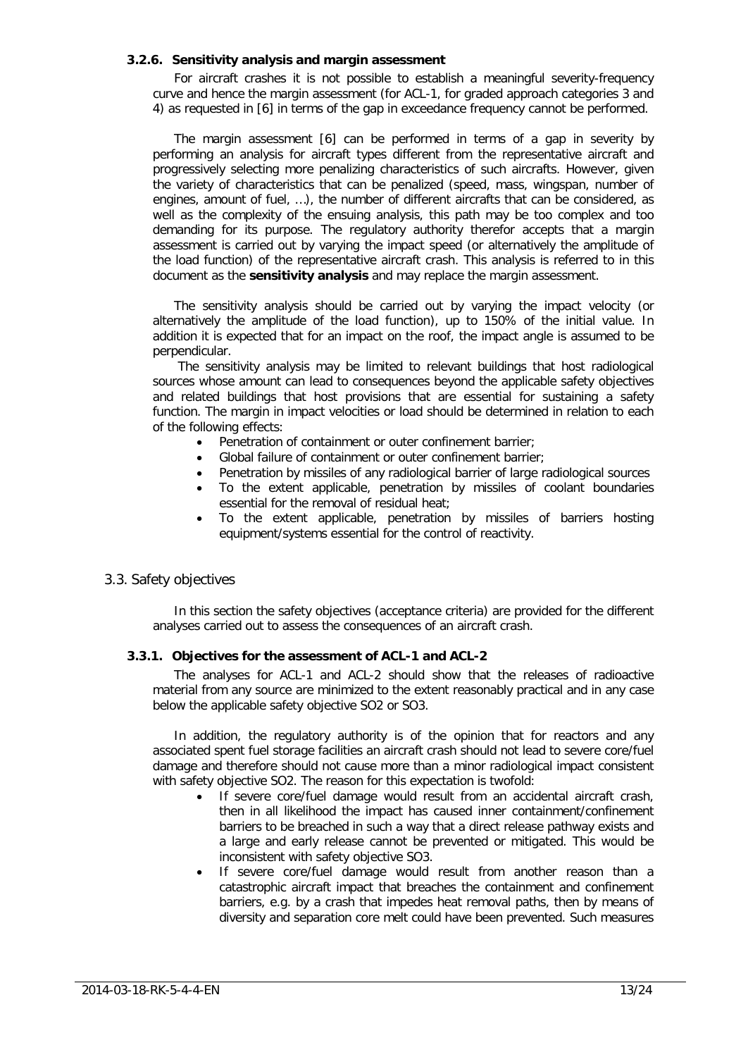### 3.2.6. Sensitivity analysis and margin assessment

For aircraft crashes it is not possible to establish a meaningful severity-frequency curve and hence the margin assessment (for ACL-1, for graded approach categories 3 and 4) as requested in [6] in terms of the gap in exceedance frequency cannot be performed.

The margin assessment [6] can be performed in terms of a gap in severity by performing an analysis for aircraft types different from the representative aircraft and progressively selecting more penalizing characteristics of such aircrafts. However, given the variety of characteristics that can be penalized (speed, mass, wingspan, number of engines, amount of fuel, …), the number of different aircrafts that can be considered, as well as the complexity of the ensuing analysis, this path may be too complex and too demanding for its purpose. The regulatory authority therefor accepts that a margin assessment is carried out by varying the impact speed (or alternatively the amplitude of the load function) of the representative aircraft crash. This analysis is referred to in this document as the **sensitivity analysis** and may replace the margin assessment.

The sensitivity analysis should be carried out by varying the impact velocity (or alternatively the amplitude of the load function), up to 150% of the initial value. In addition it is expected that for an impact on the roof, the impact angle is assumed to be perpendicular.

The sensitivity analysis may be limited to relevant buildings that host radiological sources whose amount can lead to consequences beyond the applicable safety objectives and related buildings that host provisions that are essential for sustaining a safety function. The margin in impact velocities or load should be determined in relation to each of the following effects:

- Penetration of containment or outer confinement barrier;
- Global failure of containment or outer confinement barrier;
- Penetration by missiles of any radiological barrier of large radiological sources
- To the extent applicable, penetration by missiles of coolant boundaries essential for the removal of residual heat;
- To the extent applicable, penetration by missiles of barriers hosting equipment/systems essential for the control of reactivity.

## 3.3. Safety objectives

In this section the safety objectives (acceptance criteria) are provided for the different analyses carried out to assess the consequences of an aircraft crash.

### 3.3.1. Objectives for the assessment of ACL-1 and ACL-2

The analyses for ACL-1 and ACL-2 should show that the releases of radioactive material from any source are minimized to the extent reasonably practical and in any case below the applicable safety objective SO2 or SO3.

In addition, the regulatory authority is of the opinion that for reactors and any associated spent fuel storage facilities an aircraft crash should not lead to severe core/fuel damage and therefore should not cause more than a minor radiological impact consistent with safety objective SO2. The reason for this expectation is twofold:

- If severe core/fuel damage would result from an accidental aircraft crash, then in all likelihood the impact has caused inner containment/confinement barriers to be breached in such a way that a direct release pathway exists and a large and early release cannot be prevented or mitigated. This would be inconsistent with safety objective SO3.
- If severe core/fuel damage would result from another reason than a catastrophic aircraft impact that breaches the containment and confinement barriers, e.g. by a crash that impedes heat removal paths, then by means of diversity and separation core melt could have been prevented. Such measures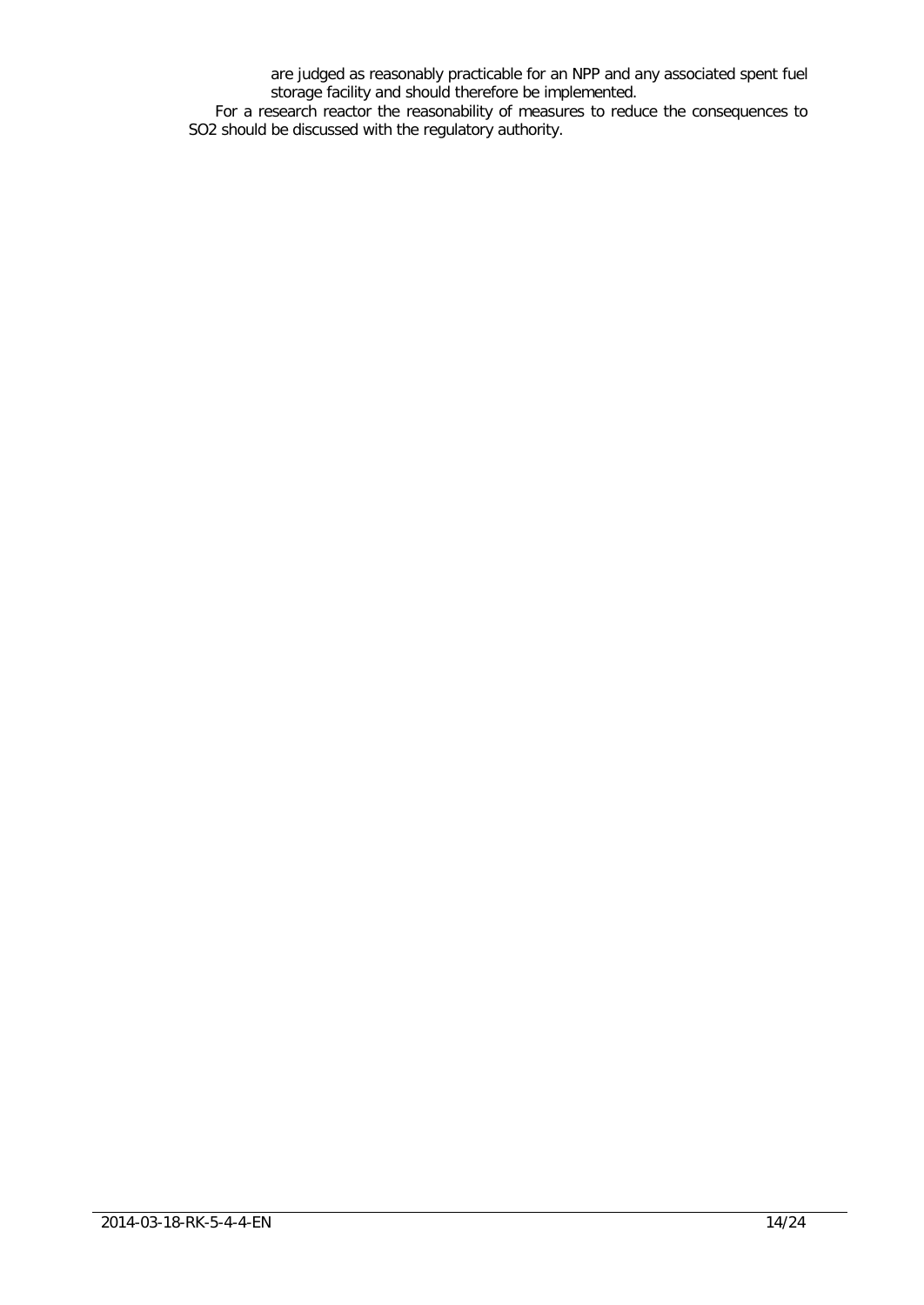are judged as reasonably practicable for an NPP and any associated spent fuel storage facility and should therefore be implemented.

For a research reactor the reasonability of measures to reduce the consequences to SO2 should be discussed with the regulatory authority.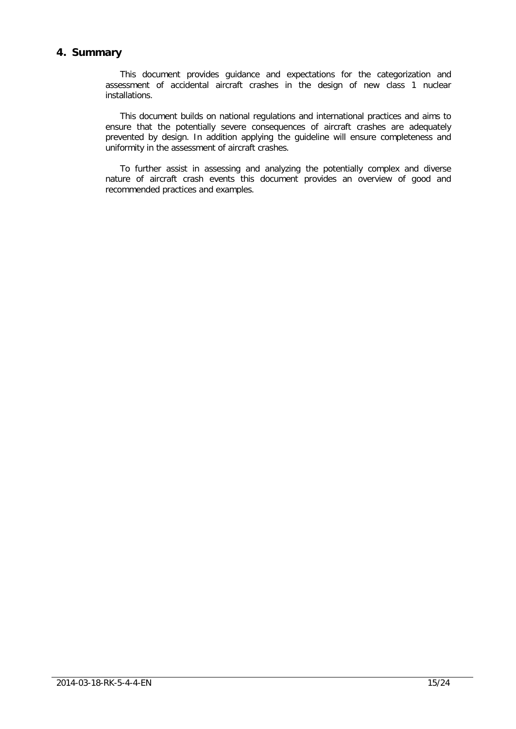## 4. Summary

This document provides guidance and expectations for the categorization and assessment of accidental aircraft crashes in the design of new class 1 nuclear installations.

This document builds on national regulations and international practices and aims to ensure that the potentially severe consequences of aircraft crashes are adequately prevented by design. In addition applying the guideline will ensure completeness and uniformity in the assessment of aircraft crashes.

To further assist in assessing and analyzing the potentially complex and diverse nature of aircraft crash events this document provides an overview of good and recommended practices and examples.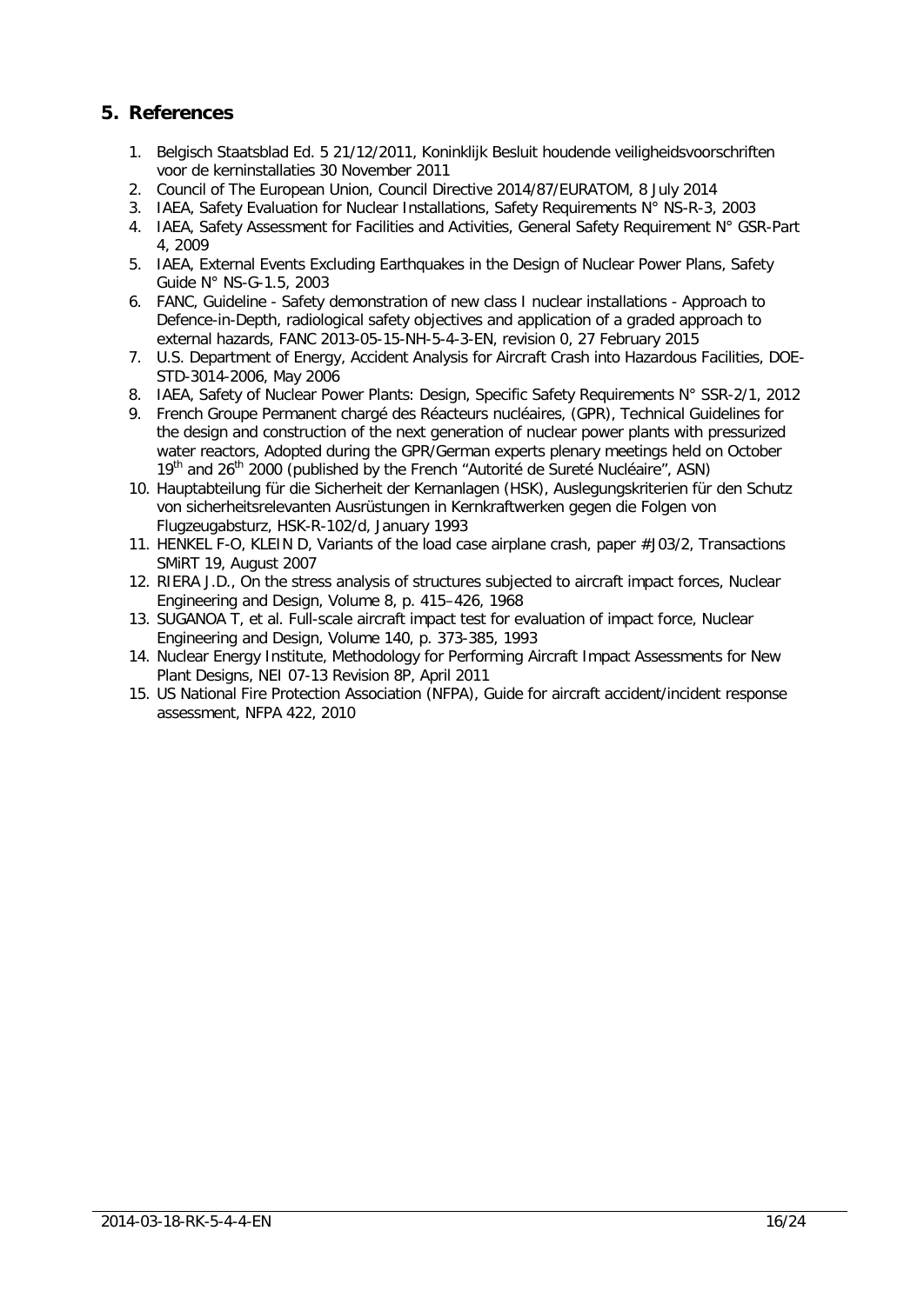## 5. References

1. Belgisch Staatsblad Ed. 5 21/12/2011, Koninklijk Besluit houdende veiligheidsvoorschriften voor de kerninstallaties 30 November 2011
2. Council of The European Union, Council Directive 2014/87/EURATOM, 8 July 2014
3. IAEA, Safety Evaluation for Nuclear Installations, Safety Requirements N° NS-R-3, 2003
4. IAEA, Safety Assessment for Facilities and Activities, General Safety Requirement N° GSR-Part 4, 2009
5. IAEA, External Events Excluding Earthquakes in the Design of Nuclear Power Plans, Safety Guide N° NS-G-1.5, 2003
6. FANC, Guideline - Safety demonstration of new class I nuclear installations - Approach to Defence-in-Depth, radiological safety objectives and application of a graded approach to external hazards, FANC 2013-05-15-NH-5-4-3-EN, revision 0, 27 February 2015
7. U.S. Department of Energy, Accident Analysis for Aircraft Crash into Hazardous Facilities, DOE-STD-3014-2006, May 2006
8. IAEA, Safety of Nuclear Power Plants: Design, Specific Safety Requirements N° SSR-2/1, 2012
9. French Groupe Permanent chargé des Réacteurs nucléaires, (GPR), Technical Guidelines for the design and construction of the next generation of nuclear power plants with pressurized water reactors, Adopted during the GPR/German experts plenary meetings held on October 19th and 26th 2000 (published by the French "Autorité de Sureté Nucléaire", ASN)
10. Hauptabteilung für die Sicherheit der Kernanlagen (HSK), Auslegungskriterien für den Schutz von sicherheitsrelevanten Ausrüstungen in Kernkraftwerken gegen die Folgen von Flugzeugabsturz, HSK-R-102/d, January 1993
11. HENKEL F-O, KLEIN D, Variants of the load case airplane crash, paper #J03/2, Transactions SMiRT 19, August 2007
12. RIERA J.D., On the stress analysis of structures subjected to aircraft impact forces, Nuclear Engineering and Design, Volume 8, p. 415–426, 1968
13. SUGANOA T, et al. Full-scale aircraft impact test for evaluation of impact force, Nuclear Engineering and Design, Volume 140, p. 373-385, 1993
14. Nuclear Energy Institute, Methodology for Performing Aircraft Impact Assessments for New Plant Designs, NEI 07-13 Revision 8P, April 2011
15. US National Fire Protection Association (NFPA), Guide for aircraft accident/incident response assessment, NFPA 422, 2010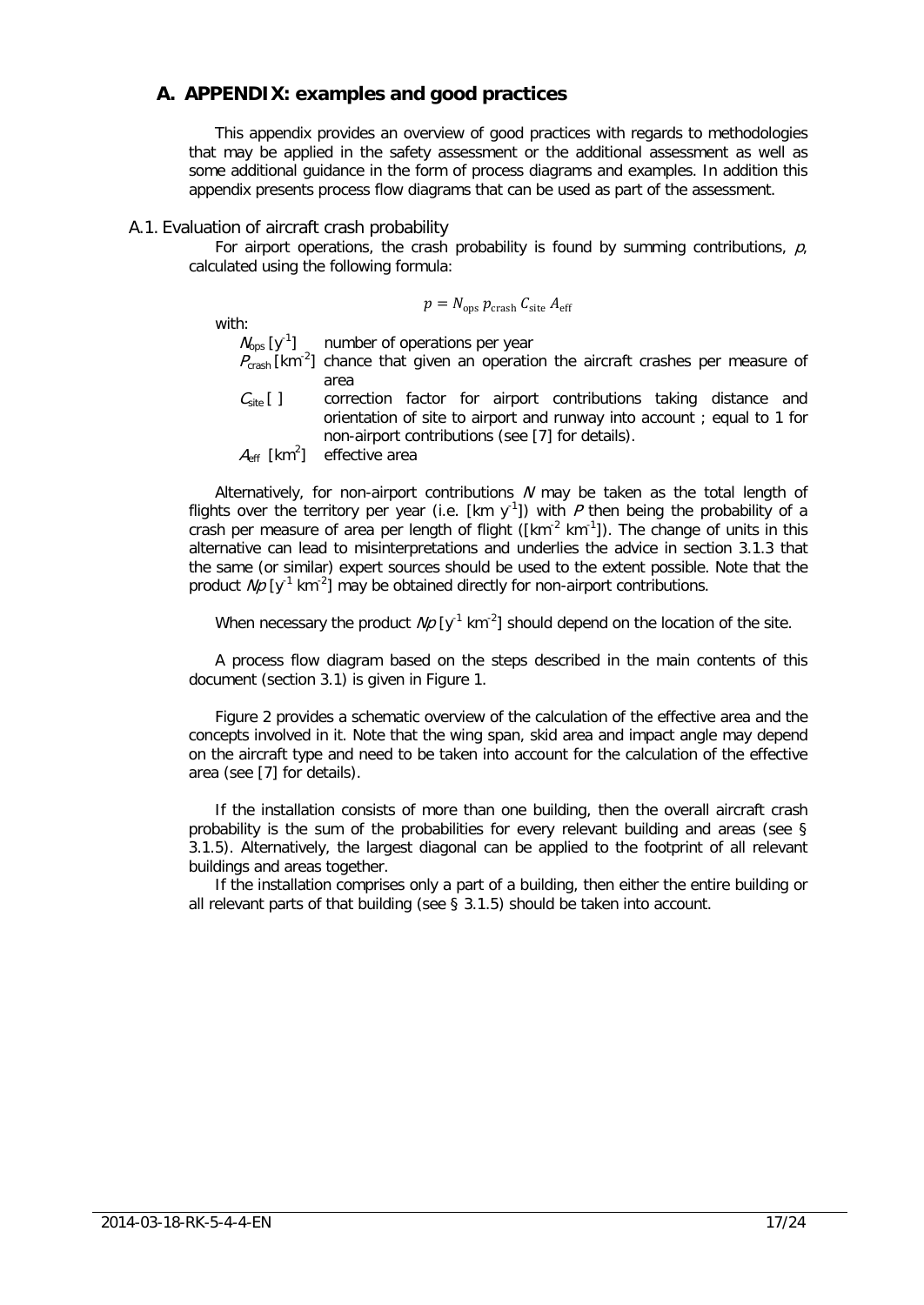# A. APPENDIX: examples and good practices

This appendix provides an overview of good practices with regards to methodologies that may be applied in the safety assessment or the additional assessment as well as some additional guidance in the form of process diagrams and examples. In addition this appendix presents process flow diagrams that can be used as part of the assessment.

## A.1. Evaluation of aircraft crash probability

For airport operations, the crash probability is found by summing contributions, $p$, calculated using the following formula:

$$p = N_{\text{ops}}\, p_{\text{crash}}\, C_{\text{site}}\, A_{\text{eff}}$$

with:

- $N_{ops}$ [$y^{-1}$] number of operations per year
- $P_{crash}$ [$km^{-2}$] chance that given an operation the aircraft crashes per measure of area
- $C_{site}$ [ ] correction factor for airport contributions taking distance and orientation of site to airport and runway into account ; equal to 1 for non-airport contributions (see [7] for details).
- $A_{eff}$ [$km^2$] effective area

Alternatively, for non-airport contributions $N$ may be taken as the total length of flights over the territory per year (i.e. [km $y^{-1}$]) with $P$ then being the probability of a crash per measure of area per length of flight ([$km^{-2}$ $km^{-1}$]). The change of units in this alternative can lead to misinterpretations and underlies the advice in section 3.1.3 that the same (or similar) expert sources should be used to the extent possible. Note that the product $Np$ [$y^{-1}$ $km^{-2}$] may be obtained directly for non-airport contributions.

When necessary the product $Np$ [$y^{-1}$ $km^{-2}$] should depend on the location of the site.

A process flow diagram based on the steps described in the main contents of this document (section 3.1) is given in Figure 1.

Figure 2 provides a schematic overview of the calculation of the effective area and the concepts involved in it. Note that the wing span, skid area and impact angle may depend on the aircraft type and need to be taken into account for the calculation of the effective area (see [7] for details).

If the installation consists of more than one building, then the overall aircraft crash probability is the sum of the probabilities for every relevant building and areas (see § 3.1.5). Alternatively, the largest diagonal can be applied to the footprint of all relevant buildings and areas together.

If the installation comprises only a part of a building, then either the entire building or all relevant parts of that building (see § 3.1.5) should be taken into account.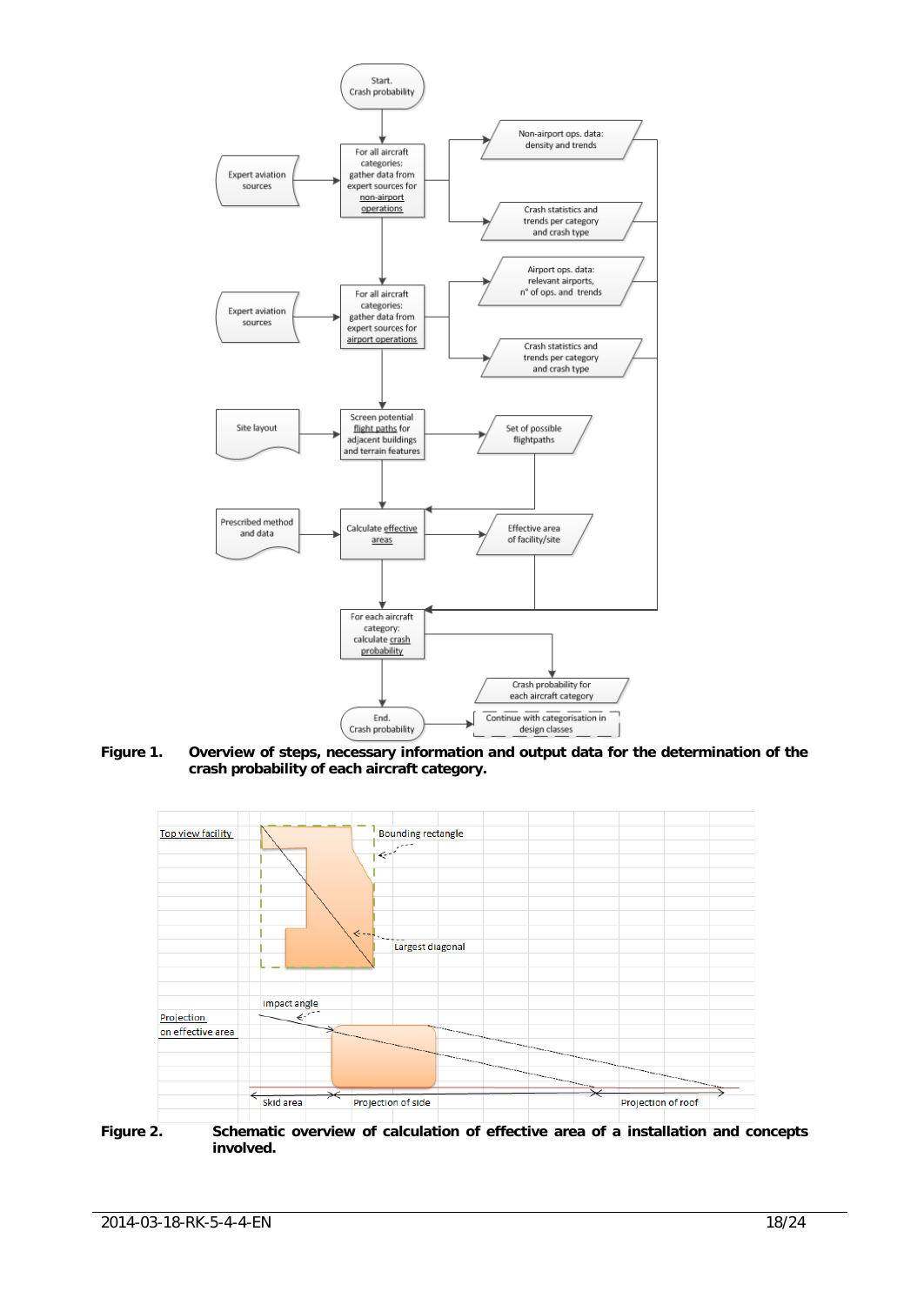**Figure 1.** **Overview of steps, necessary information and output data for the determination of the crash probability of each aircraft category.**

**Figure 2.** **Schematic overview of calculation of effective area of a installation and concepts involved.**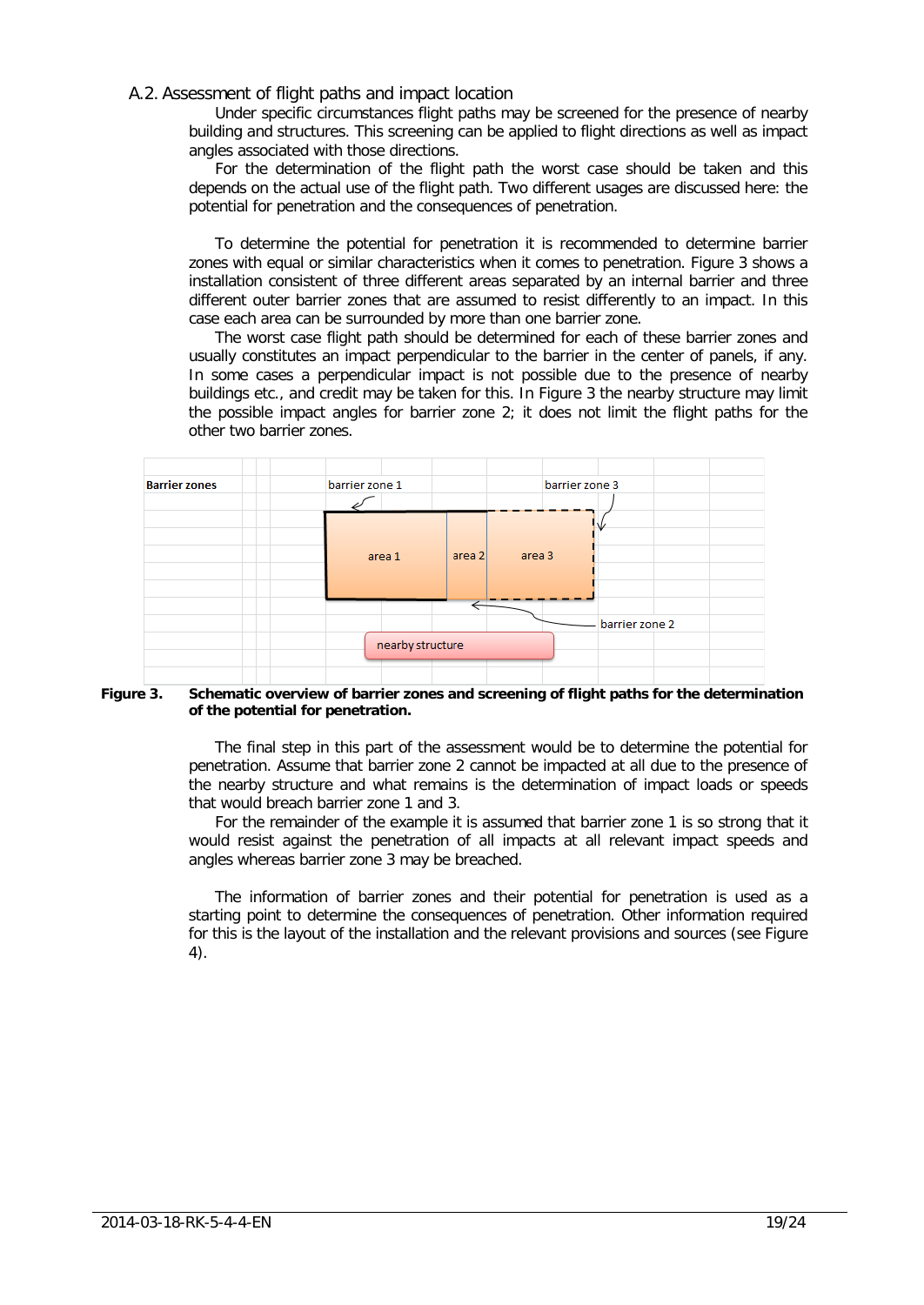## A.2. Assessment of flight paths and impact location

Under specific circumstances flight paths may be screened for the presence of nearby building and structures. This screening can be applied to flight directions as well as impact angles associated with those directions.

For the determination of the flight path the worst case should be taken and this depends on the actual use of the flight path. Two different usages are discussed here: the potential for penetration and the consequences of penetration.

To determine the potential for penetration it is recommended to determine barrier zones with equal or similar characteristics when it comes to penetration. Figure 3 shows a installation consistent of three different areas separated by an internal barrier and three different outer barrier zones that are assumed to resist differently to an impact. In this case each area can be surrounded by more than one barrier zone.

The worst case flight path should be determined for each of these barrier zones and usually constitutes an impact perpendicular to the barrier in the center of panels, if any. In some cases a perpendicular impact is not possible due to the presence of nearby buildings etc., and credit may be taken for this. In Figure 3 the nearby structure may limit the possible impact angles for barrier zone 2; it does not limit the flight paths for the other two barrier zones.

**Barrier zones**

barrier zone 1 — barrier zone 3 — area 1 — area 2 — area 3 — barrier zone 2 — nearby structure

**Figure 3. Schematic overview of barrier zones and screening of flight paths for the determination of the potential for penetration.**

The final step in this part of the assessment would be to determine the potential for penetration. Assume that barrier zone 2 cannot be impacted at all due to the presence of the nearby structure and what remains is the determination of impact loads or speeds that would breach barrier zone 1 and 3.

For the remainder of the example it is assumed that barrier zone 1 is so strong that it would resist against the penetration of all impacts at all relevant impact speeds and angles whereas barrier zone 3 may be breached.

The information of barrier zones and their potential for penetration is used as a starting point to determine the consequences of penetration. Other information required for this is the layout of the installation and the relevant provisions and sources (see Figure 4).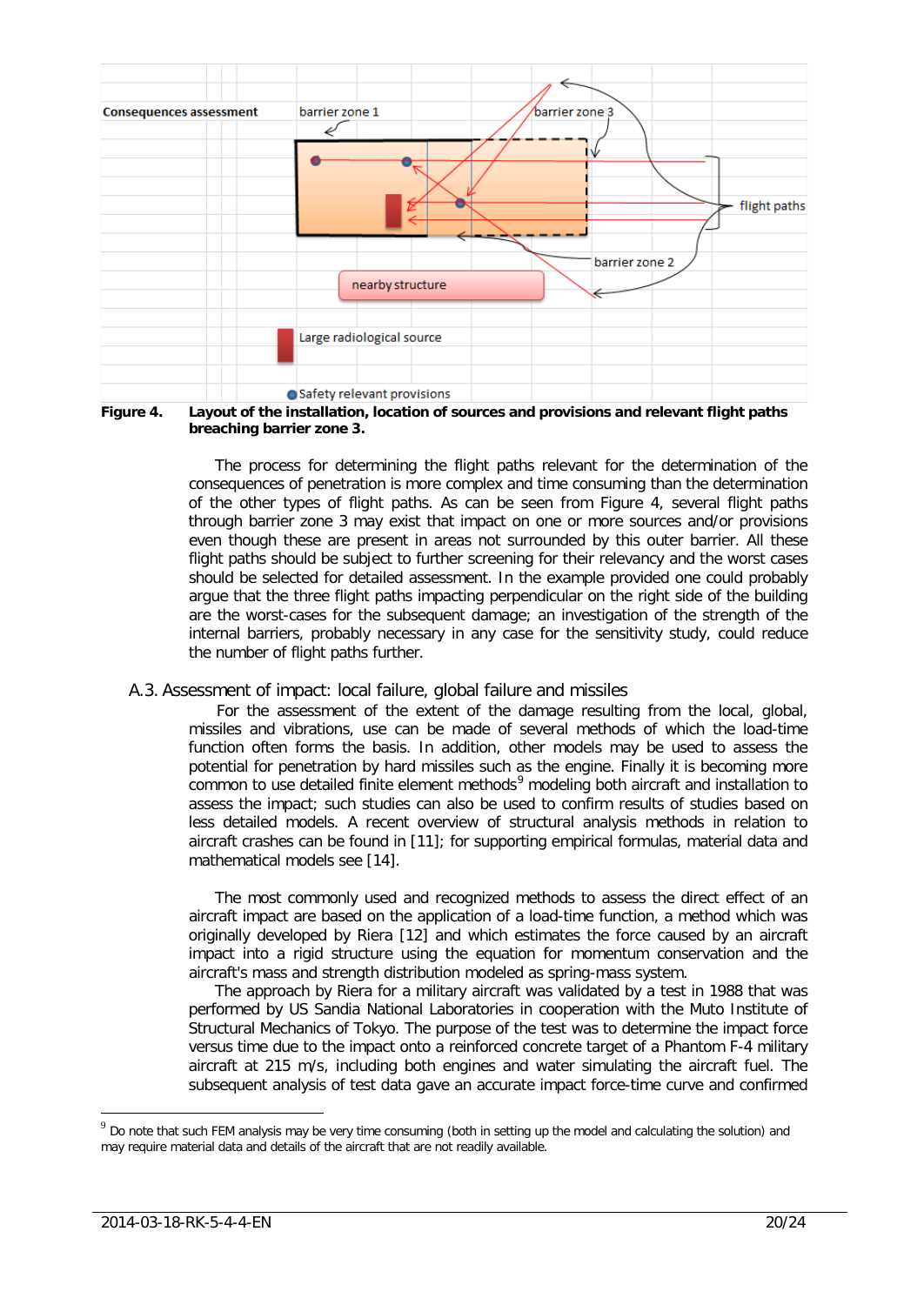Consequences assessment

barrier zone 1

barrier zone 3

flight paths

barrier zone 2

nearby structure

Large radiological source

Safety relevant provisions

**Figure 4. Layout of the installation, location of sources and provisions and relevant flight paths breaching barrier zone 3.**

The process for determining the flight paths relevant for the determination of the consequences of penetration is more complex and time consuming than the determination of the other types of flight paths. As can be seen from Figure 4, several flight paths through barrier zone 3 may exist that impact on one or more sources and/or provisions even though these are present in areas not surrounded by this outer barrier. All these flight paths should be subject to further screening for their relevancy and the worst cases should be selected for detailed assessment. In the example provided one could probably argue that the three flight paths impacting perpendicular on the right side of the building are the worst-cases for the subsequent damage; an investigation of the strength of the internal barriers, probably necessary in any case for the sensitivity study, could reduce the number of flight paths further.

## A.3. Assessment of impact: local failure, global failure and missiles

For the assessment of the extent of the damage resulting from the local, global, missiles and vibrations, use can be made of several methods of which the load-time function often forms the basis. In addition, other models may be used to assess the potential for penetration by hard missiles such as the engine. Finally it is becoming more common to use detailed finite element methods[9] modeling both aircraft and installation to assess the impact; such studies can also be used to confirm results of studies based on less detailed models. A recent overview of structural analysis methods in relation to aircraft crashes can be found in [11]; for supporting empirical formulas, material data and mathematical models see [14].

The most commonly used and recognized methods to assess the direct effect of an aircraft impact are based on the application of a load-time function, a method which was originally developed by Riera [12] and which estimates the force caused by an aircraft impact into a rigid structure using the equation for momentum conservation and the aircraft's mass and strength distribution modeled as spring-mass system.

The approach by Riera for a military aircraft was validated by a test in 1988 that was performed by US Sandia National Laboratories in cooperation with the Muto Institute of Structural Mechanics of Tokyo. The purpose of the test was to determine the impact force versus time due to the impact onto a reinforced concrete target of a Phantom F-4 military aircraft at 215 m/s, including both engines and water simulating the aircraft fuel. The subsequent analysis of test data gave an accurate impact force-time curve and confirmed

[9] Do note that such FEM analysis may be very time consuming (both in setting up the model and calculating the solution) and may require material data and details of the aircraft that are not readily available.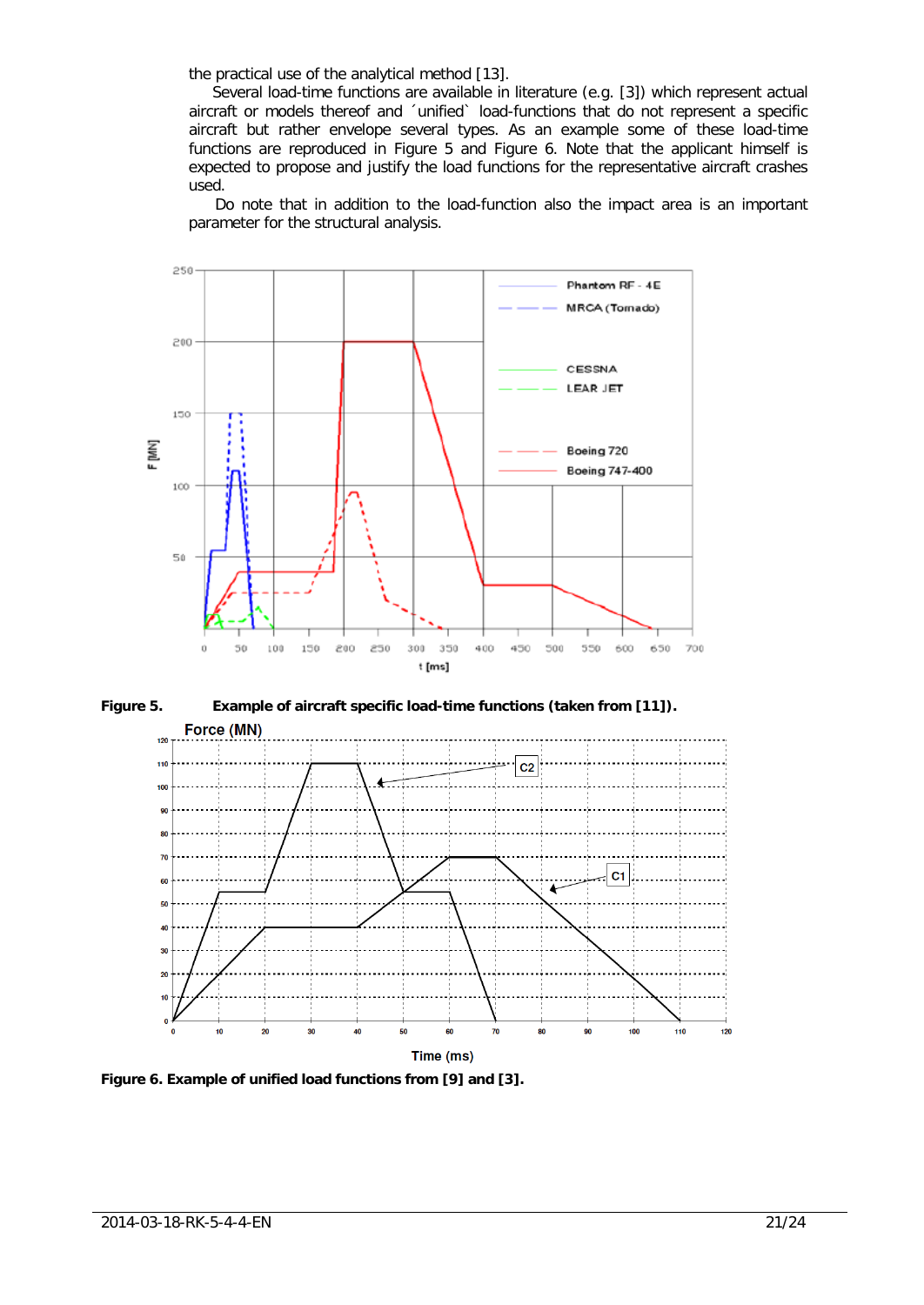the practical use of the analytical method [13].

Several load-time functions are available in literature (e.g. [3]) which represent actual aircraft or models thereof and ´unified` load-functions that do not represent a specific aircraft but rather envelope several types. As an example some of these load-time functions are reproduced in Figure 5 and Figure 6. Note that the applicant himself is expected to propose and justify the load functions for the representative aircraft crashes used.

Do note that in addition to the load-function also the impact area is an important parameter for the structural analysis.

**Figure 5.** **Example of aircraft specific load-time functions (taken from [11]).**

**Figure 6. Example of unified load functions from [9] and [3].**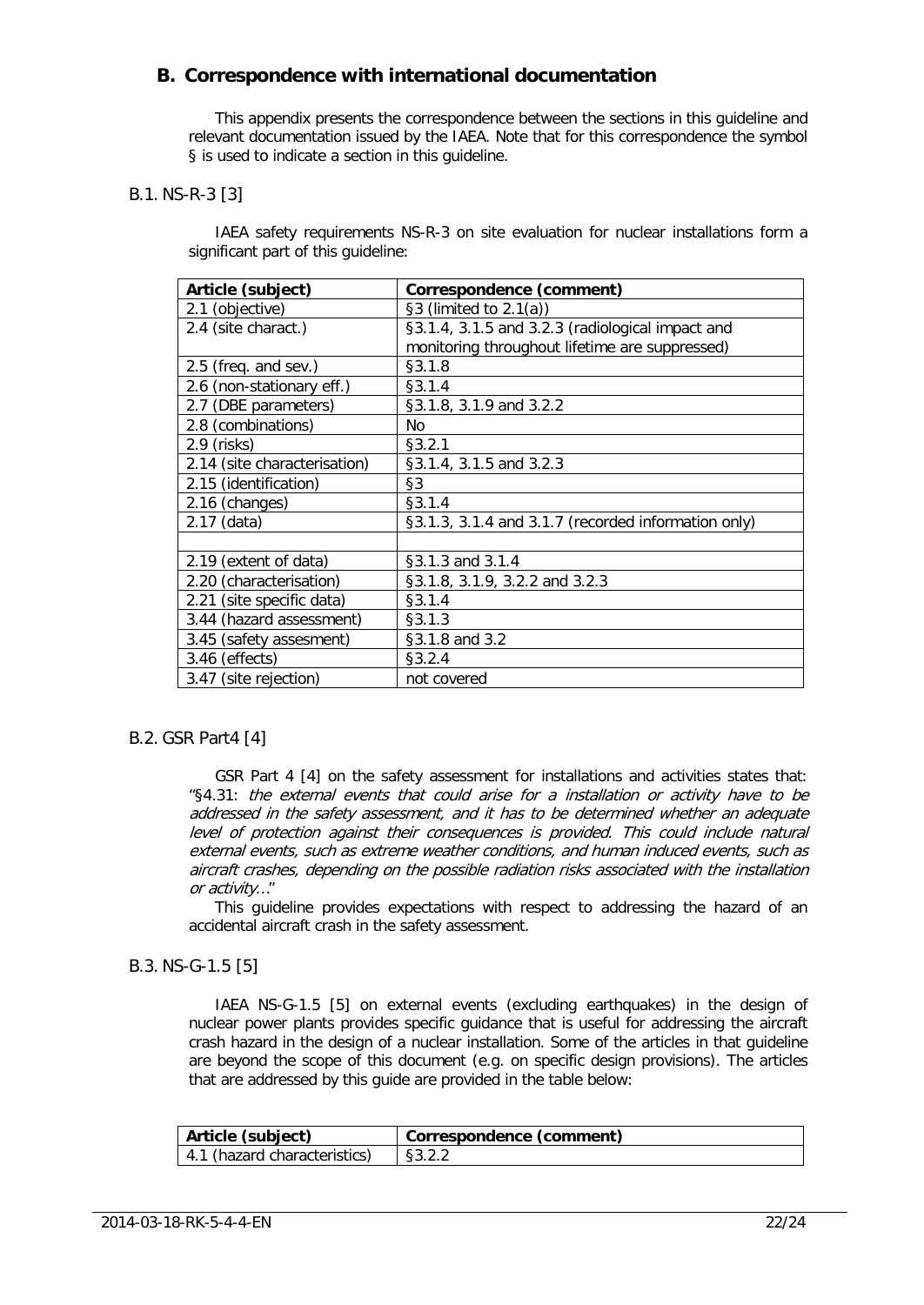## B. Correspondence with international documentation

This appendix presents the correspondence between the sections in this guideline and relevant documentation issued by the IAEA. Note that for this correspondence the symbol § is used to indicate a section in this guideline.

### B.1. NS-R-3 [3]

IAEA safety requirements NS-R-3 on site evaluation for nuclear installations form a significant part of this guideline:

| Article (subject) | Correspondence (comment) |
|---|---|
| 2.1 (objective) | §3 (limited to 2.1(a)) |
| 2.4 (site charact.) | §3.1.4, 3.1.5 and 3.2.3 (radiological impact and monitoring throughout lifetime are suppressed) |
| 2.5 (freq. and sev.) | §3.1.8 |
| 2.6 (non-stationary eff.) | §3.1.4 |
| 2.7 (DBE parameters) | §3.1.8, 3.1.9 and 3.2.2 |
| 2.8 (combinations) | No |
| 2.9 (risks) | §3.2.1 |
| 2.14 (site characterisation) | §3.1.4, 3.1.5 and 3.2.3 |
| 2.15 (identification) | §3 |
| 2.16 (changes) | §3.1.4 |
| 2.17 (data) | §3.1.3, 3.1.4 and 3.1.7 (recorded information only) |
| | |
| 2.19 (extent of data) | §3.1.3 and 3.1.4 |
| 2.20 (characterisation) | §3.1.8, 3.1.9, 3.2.2 and 3.2.3 |
| 2.21 (site specific data) | §3.1.4 |
| 3.44 (hazard assessment) | §3.1.3 |
| 3.45 (safety assesment) | §3.1.8 and 3.2 |
| 3.46 (effects) | §3.2.4 |
| 3.47 (site rejection) | not covered |

### B.2. GSR Part4 [4]

GSR Part 4 [4] on the safety assessment for installations and activities states that: "§4.31: *the external events that could arise for a installation or activity have to be addressed in the safety assessment, and it has to be determined whether an adequate level of protection against their consequences is provided. This could include natural external events, such as extreme weather conditions, and human induced events, such as aircraft crashes, depending on the possible radiation risks associated with the installation or activity*..."

This guideline provides expectations with respect to addressing the hazard of an accidental aircraft crash in the safety assessment.

### B.3. NS-G-1.5 [5]

IAEA NS-G-1.5 [5] on external events (excluding earthquakes) in the design of nuclear power plants provides specific guidance that is useful for addressing the aircraft crash hazard in the design of a nuclear installation. Some of the articles in that guideline are beyond the scope of this document (e.g. on specific design provisions). The articles that are addressed by this guide are provided in the table below:

| Article (subject) | Correspondence (comment) |
|---|---|
| 4.1 (hazard characteristics) | §3.2.2 |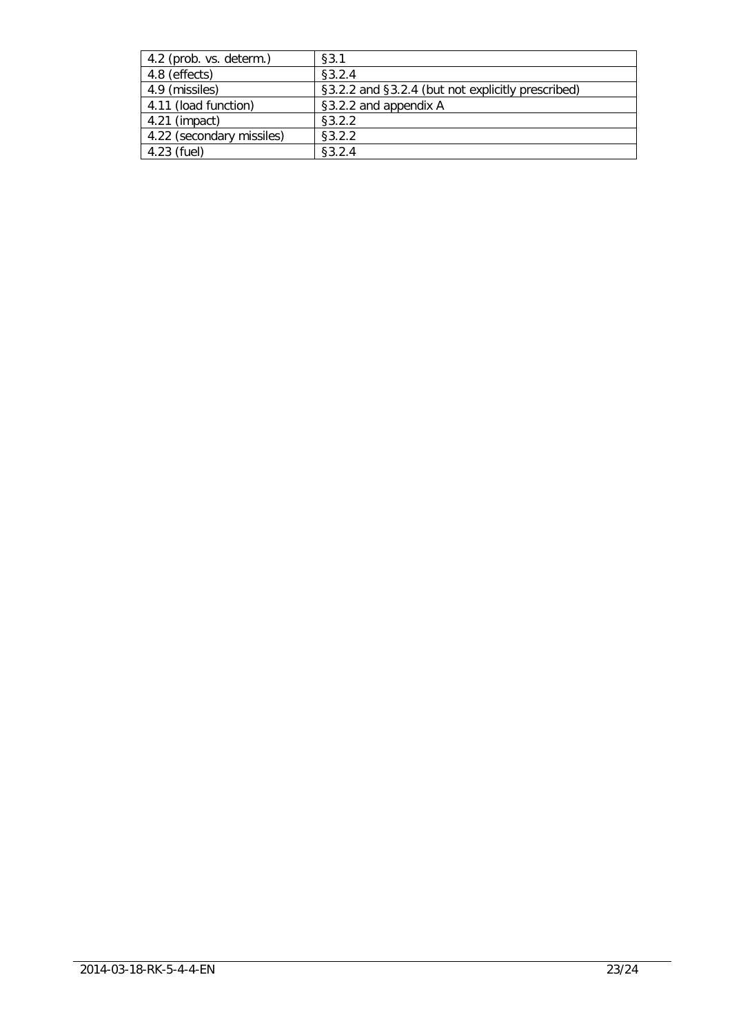| | |
|---|---|
| 4.2 (prob. vs. determ.) | §3.1 |
| 4.8 (effects) | §3.2.4 |
| 4.9 (missiles) | §3.2.2 and §3.2.4 (but not explicitly prescribed) |
| 4.11 (load function) | §3.2.2 and appendix A |
| 4.21 (impact) | §3.2.2 |
| 4.22 (secondary missiles) | §3.2.2 |
| 4.23 (fuel) | §3.2.4 |